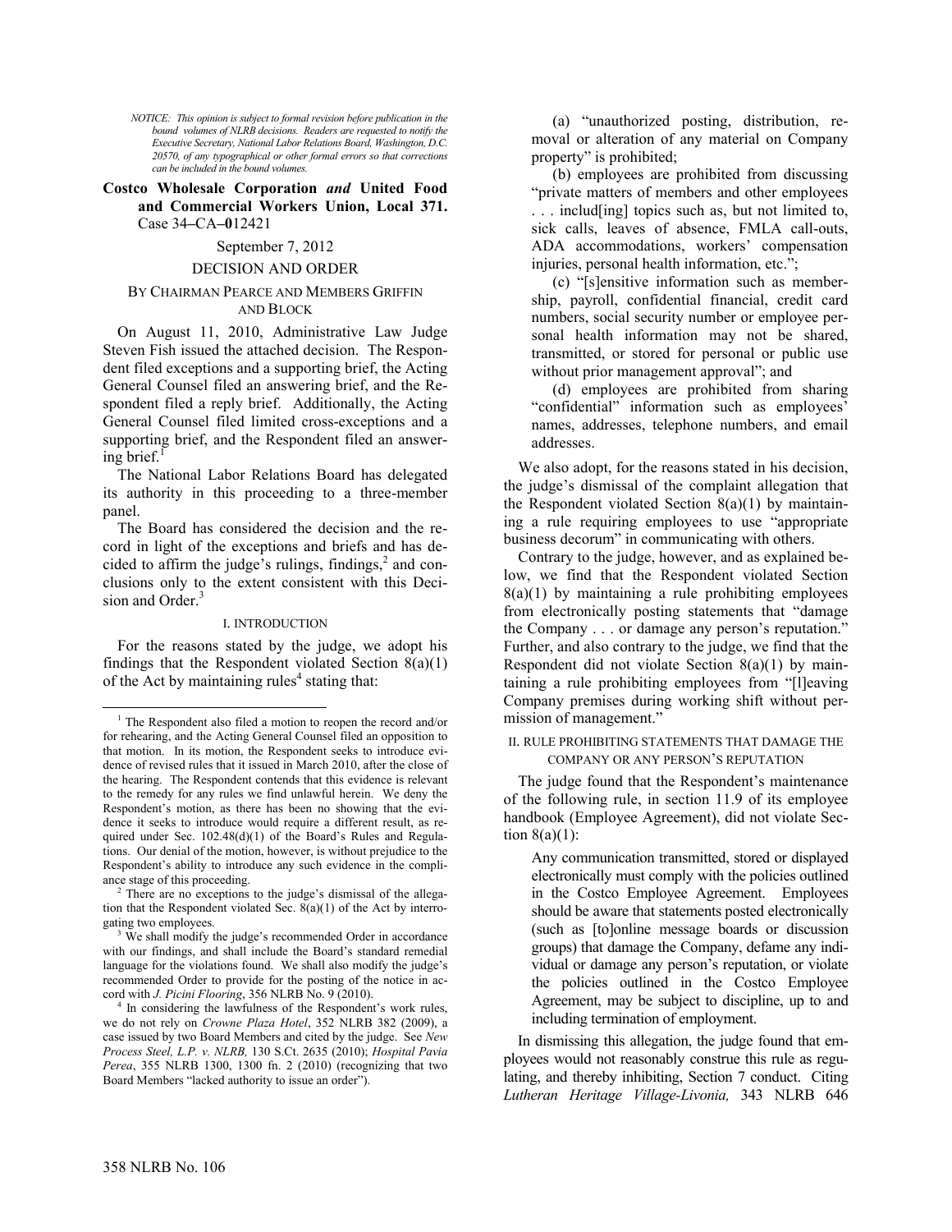*NOTICE: This opinion is subject to formal revision before publication in the bound volumes of NLRB decisions. Readers are requested to notify the Executive Secretary, National Labor Relations Board, Washington, D.C. 20570, of any typographical or other formal errors so that corrections can be included in the bound volumes.*

**Costco Wholesale Corporation *and* United Food and Commercial Workers Union, Local 371.** Case 34–CA–012421

September 7, 2012

DECISION AND ORDER

BY CHAIRMAN PEARCE AND MEMBERS GRIFFIN AND BLOCK

On August 11, 2010, Administrative Law Judge Steven Fish issued the attached decision. The Respondent filed exceptions and a supporting brief, the Acting General Counsel filed an answering brief, and the Respondent filed a reply brief. Additionally, the Acting General Counsel filed limited cross-exceptions and a supporting brief, and the Respondent filed an answering brief.[1]

The National Labor Relations Board has delegated its authority in this proceeding to a three-member panel.

The Board has considered the decision and the record in light of the exceptions and briefs and has decided to affirm the judge's rulings, findings,[2] and conclusions only to the extent consistent with this Decision and Order.[3]

I. INTRODUCTION

For the reasons stated by the judge, we adopt his findings that the Respondent violated Section 8(a)(1) of the Act by maintaining rules[4] stating that:

(a) "unauthorized posting, distribution, removal or alteration of any material on Company property" is prohibited;

(b) employees are prohibited from discussing "private matters of members and other employees . . . includ[ing] topics such as, but not limited to, sick calls, leaves of absence, FMLA call-outs, ADA accommodations, workers' compensation injuries, personal health information, etc.";

(c) "[s]ensitive information such as membership, payroll, confidential financial, credit card numbers, social security number or employee personal health information may not be shared, transmitted, or stored for personal or public use without prior management approval"; and

(d) employees are prohibited from sharing "confidential" information such as employees' names, addresses, telephone numbers, and email addresses.

We also adopt, for the reasons stated in his decision, the judge's dismissal of the complaint allegation that the Respondent violated Section 8(a)(1) by maintaining a rule requiring employees to use "appropriate business decorum" in communicating with others.

Contrary to the judge, however, and as explained below, we find that the Respondent violated Section 8(a)(1) by maintaining a rule prohibiting employees from electronically posting statements that "damage the Company . . . or damage any person's reputation." Further, and also contrary to the judge, we find that the Respondent did not violate Section 8(a)(1) by maintaining a rule prohibiting employees from "[l]eaving Company premises during working shift without permission of management."

II. RULE PROHIBITING STATEMENTS THAT DAMAGE THE COMPANY OR ANY PERSON'S REPUTATION

The judge found that the Respondent's maintenance of the following rule, in section 11.9 of its employee handbook (Employee Agreement), did not violate Section 8(a)(1):

> Any communication transmitted, stored or displayed electronically must comply with the policies outlined in the Costco Employee Agreement. Employees should be aware that statements posted electronically (such as [to]online message boards or discussion groups) that damage the Company, defame any individual or damage any person's reputation, or violate the policies outlined in the Costco Employee Agreement, may be subject to discipline, up to and including termination of employment.

In dismissing this allegation, the judge found that employees would not reasonably construe this rule as regulating, and thereby inhibiting, Section 7 conduct. Citing *Lutheran Heritage Village-Livonia,* 343 NLRB 646

---

[1] The Respondent also filed a motion to reopen the record and/or for rehearing, and the Acting General Counsel filed an opposition to that motion. In its motion, the Respondent seeks to introduce evidence of revised rules that it issued in March 2010, after the close of the hearing. The Respondent contends that this evidence is relevant to the remedy for any rules we find unlawful herein. We deny the Respondent's motion, as there has been no showing that the evidence it seeks to introduce would require a different result, as required under Sec. 102.48(d)(1) of the Board's Rules and Regulations. Our denial of the motion, however, is without prejudice to the Respondent's ability to introduce any such evidence in the compliance stage of this proceeding.

[2] There are no exceptions to the judge's dismissal of the allegation that the Respondent violated Sec. 8(a)(1) of the Act by interrogating two employees.

[3] We shall modify the judge's recommended Order in accordance with our findings, and shall include the Board's standard remedial language for the violations found. We shall also modify the judge's recommended Order to provide for the posting of the notice in accord with *J. Picini Flooring*, 356 NLRB No. 9 (2010).

[4] In considering the lawfulness of the Respondent's work rules, we do not rely on *Crowne Plaza Hotel*, 352 NLRB 382 (2009), a case issued by two Board Members and cited by the judge. See *New Process Steel, L.P. v. NLRB,* 130 S.Ct. 2635 (2010); *Hospital Pavia Perea*, 355 NLRB 1300, 1300 fn. 2 (2010) (recognizing that two Board Members "lacked authority to issue an order").

358 NLRB No. 106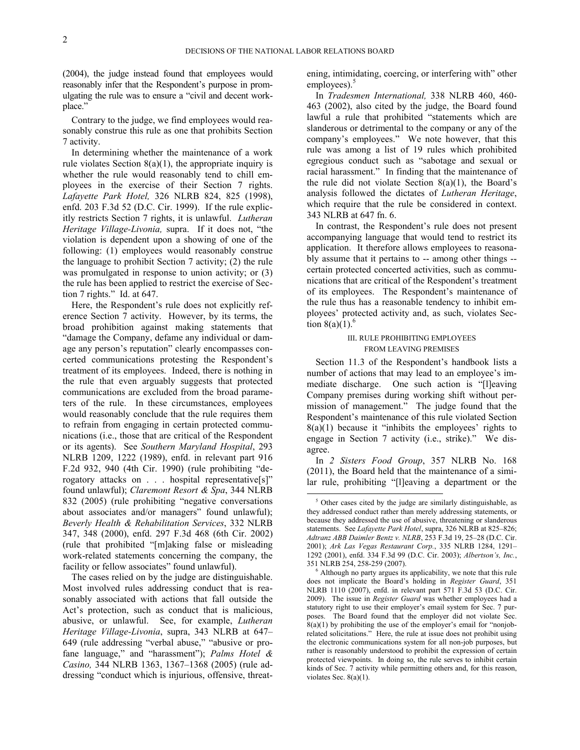(2004), the judge instead found that employees would reasonably infer that the Respondent's purpose in promulgating the rule was to ensure a "civil and decent workplace."

Contrary to the judge, we find employees would reasonably construe this rule as one that prohibits Section 7 activity.

In determining whether the maintenance of a work rule violates Section 8(a)(1), the appropriate inquiry is whether the rule would reasonably tend to chill employees in the exercise of their Section 7 rights. *Lafayette Park Hotel,* 326 NLRB 824, 825 (1998), enfd. 203 F.3d 52 (D.C. Cir. 1999). If the rule explicitly restricts Section 7 rights, it is unlawful. *Lutheran Heritage Village-Livonia,* supra. If it does not, "the violation is dependent upon a showing of one of the following: (1) employees would reasonably construe the language to prohibit Section 7 activity; (2) the rule was promulgated in response to union activity; or (3) the rule has been applied to restrict the exercise of Section 7 rights." Id. at 647.

Here, the Respondent's rule does not explicitly reference Section 7 activity. However, by its terms, the broad prohibition against making statements that "damage the Company, defame any individual or damage any person's reputation" clearly encompasses concerted communications protesting the Respondent's treatment of its employees. Indeed, there is nothing in the rule that even arguably suggests that protected communications are excluded from the broad parameters of the rule. In these circumstances, employees would reasonably conclude that the rule requires them to refrain from engaging in certain protected communications (i.e., those that are critical of the Respondent or its agents). See *Southern Maryland Hospital*, 293 NLRB 1209, 1222 (1989), enfd. in relevant part 916 F.2d 932, 940 (4th Cir. 1990) (rule prohibiting "derogatory attacks on . . . hospital representative[s]" found unlawful); *Claremont Resort & Spa*, 344 NLRB 832 (2005) (rule prohibiting "negative conversations about associates and/or managers" found unlawful); *Beverly Health & Rehabilitation Services*, 332 NLRB 347, 348 (2000), enfd. 297 F.3d 468 (6th Cir. 2002) (rule that prohibited "[m]aking false or misleading work-related statements concerning the company, the facility or fellow associates" found unlawful).

The cases relied on by the judge are distinguishable. Most involved rules addressing conduct that is reasonably associated with actions that fall outside the Act's protection, such as conduct that is malicious, abusive, or unlawful. See, for example, *Lutheran Heritage Village-Livonia*, supra, 343 NLRB at 647–649 (rule addressing "verbal abuse," "abusive or profane language," and "harassment"); *Palms Hotel & Casino,* 344 NLRB 1363, 1367–1368 (2005) (rule addressing "conduct which is injurious, offensive, threatening, intimidating, coercing, or interfering with" other employees).[5]

In *Tradesmen International,* 338 NLRB 460, 460-463 (2002), also cited by the judge, the Board found lawful a rule that prohibited "statements which are slanderous or detrimental to the company or any of the company's employees." We note however, that this rule was among a list of 19 rules which prohibited egregious conduct such as "sabotage and sexual or racial harassment." In finding that the maintenance of the rule did not violate Section 8(a)(1), the Board's analysis followed the dictates of *Lutheran Heritage*, which require that the rule be considered in context. 343 NLRB at 647 fn. 6.

In contrast, the Respondent's rule does not present accompanying language that would tend to restrict its application. It therefore allows employees to reasonably assume that it pertains to -- among other things -- certain protected concerted activities, such as communications that are critical of the Respondent's treatment of its employees. The Respondent's maintenance of the rule thus has a reasonable tendency to inhibit employees' protected activity and, as such, violates Section 8(a)(1).[6]

### III. RULE PROHIBITING EMPLOYEES FROM LEAVING PREMISES

Section 11.3 of the Respondent's handbook lists a number of actions that may lead to an employee's immediate discharge. One such action is "[l]eaving Company premises during working shift without permission of management." The judge found that the Respondent's maintenance of this rule violated Section 8(a)(1) because it "inhibits the employees' rights to engage in Section 7 activity (i.e., strike)." We disagree.

In *2 Sisters Food Group*, 357 NLRB No. 168 (2011), the Board held that the maintenance of a similar rule, prohibiting "[l]eaving a department or the

---

[5] Other cases cited by the judge are similarly distinguishable, as they addressed conduct rather than merely addressing statements, or because they addressed the use of abusive, threatening or slanderous statements. See *Lafayette Park Hotel*, supra, 326 NLRB at 825–826; *Adtranz ABB Daimler Bentz v. NLRB*, 253 F.3d 19, 25–28 (D.C. Cir. 2001); *Ark Las Vegas Restaurant Corp.*, 335 NLRB 1284, 1291–1292 (2001), enfd. 334 F.3d 99 (D.C. Cir. 2003); *Albertson's, Inc.*, 351 NLRB 254, 258-259 (2007).

[6] Although no party argues its applicability, we note that this rule does not implicate the Board's holding in *Register Guard*, 351 NLRB 1110 (2007), enfd. in relevant part 571 F.3d 53 (D.C. Cir. 2009). The issue in *Register Guard* was whether employees had a statutory right to use their employer's email system for Sec. 7 purposes. The Board found that the employer did not violate Sec. 8(a)(1) by prohibiting the use of the employer's email for "nonjob-related solicitations." Here, the rule at issue does not prohibit using the electronic communications system for all non-job purposes, but rather is reasonably understood to prohibit the expression of certain protected viewpoints. In doing so, the rule serves to inhibit certain kinds of Sec. 7 activity while permitting others and, for this reason, violates Sec. 8(a)(1).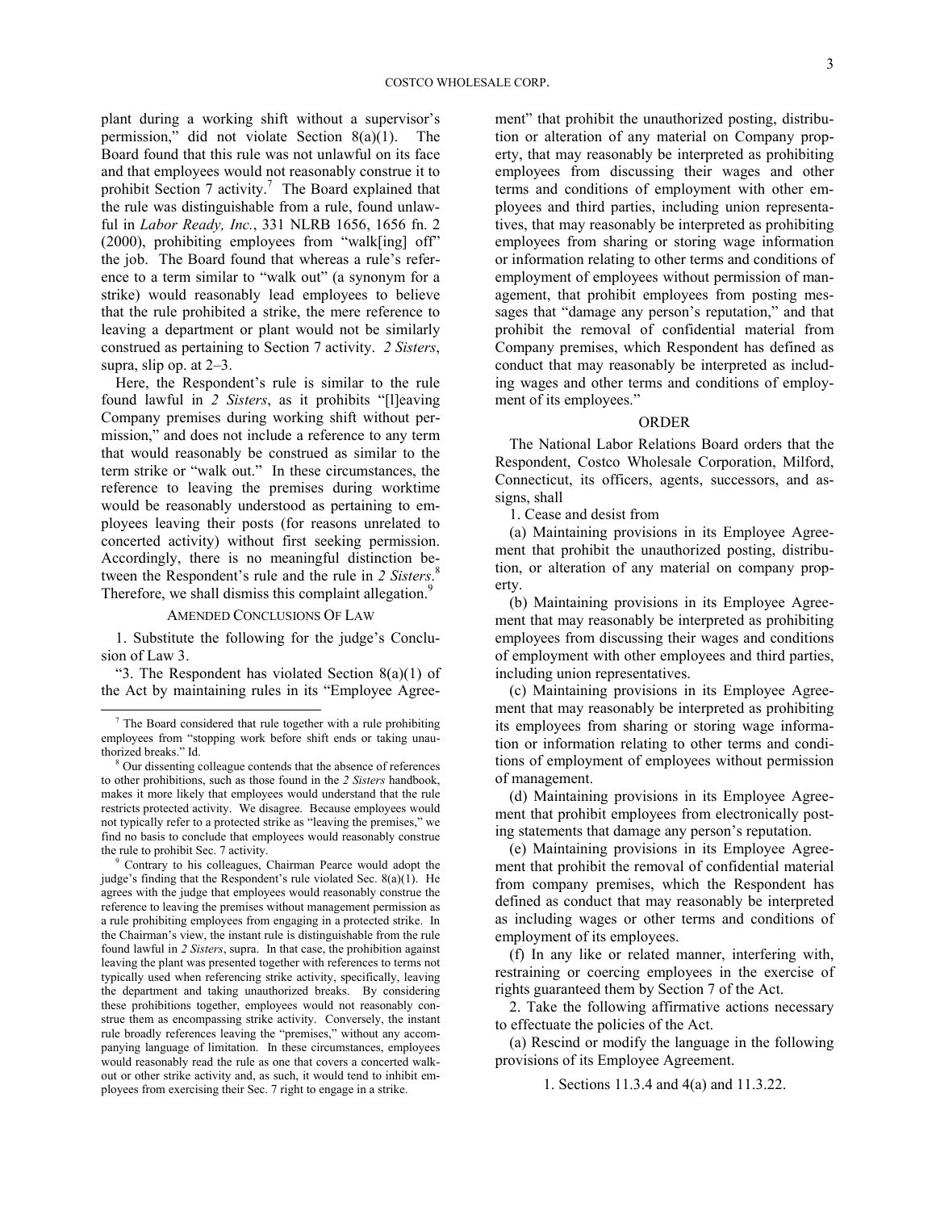plant during a working shift without a supervisor's permission," did not violate Section 8(a)(1). The Board found that this rule was not unlawful on its face and that employees would not reasonably construe it to prohibit Section 7 activity.[7] The Board explained that the rule was distinguishable from a rule, found unlawful in *Labor Ready, Inc.*, 331 NLRB 1656, 1656 fn. 2 (2000), prohibiting employees from "walk[ing] off" the job. The Board found that whereas a rule's reference to a term similar to "walk out" (a synonym for a strike) would reasonably lead employees to believe that the rule prohibited a strike, the mere reference to leaving a department or plant would not be similarly construed as pertaining to Section 7 activity. *2 Sisters*, supra, slip op. at 2–3.

Here, the Respondent's rule is similar to the rule found lawful in *2 Sisters*, as it prohibits "[l]eaving Company premises during working shift without permission," and does not include a reference to any term that would reasonably be construed as similar to the term strike or "walk out." In these circumstances, the reference to leaving the premises during worktime would be reasonably understood as pertaining to employees leaving their posts (for reasons unrelated to concerted activity) without first seeking permission. Accordingly, there is no meaningful distinction between the Respondent's rule and the rule in *2 Sisters*.[8] Therefore, we shall dismiss this complaint allegation.[9]

## AMENDED CONCLUSIONS OF LAW

1. Substitute the following for the judge's Conclusion of Law 3.

"3. The Respondent has violated Section 8(a)(1) of the Act by maintaining rules in its "Employee Agreement" that prohibit the unauthorized posting, distribution or alteration of any material on Company property, that may reasonably be interpreted as prohibiting employees from discussing their wages and other terms and conditions of employment with other employees and third parties, including union representatives, that may reasonably be interpreted as prohibiting employees from sharing or storing wage information or information relating to other terms and conditions of employment of employees without permission of management, that prohibit employees from posting messages that "damage any person's reputation," and that prohibit the removal of confidential material from Company premises, which Respondent has defined as conduct that may reasonably be interpreted as including wages and other terms and conditions of employment of its employees."

## ORDER

The National Labor Relations Board orders that the Respondent, Costco Wholesale Corporation, Milford, Connecticut, its officers, agents, successors, and assigns, shall

1. Cease and desist from

(a) Maintaining provisions in its Employee Agreement that prohibit the unauthorized posting, distribution, or alteration of any material on company property.

(b) Maintaining provisions in its Employee Agreement that may reasonably be interpreted as prohibiting employees from discussing their wages and conditions of employment with other employees and third parties, including union representatives.

(c) Maintaining provisions in its Employee Agreement that may reasonably be interpreted as prohibiting its employees from sharing or storing wage information or information relating to other terms and conditions of employment of employees without permission of management.

(d) Maintaining provisions in its Employee Agreement that prohibit employees from electronically posting statements that damage any person's reputation.

(e) Maintaining provisions in its Employee Agreement that prohibit the removal of confidential material from company premises, which the Respondent has defined as conduct that may reasonably be interpreted as including wages or other terms and conditions of employment of its employees.

(f) In any like or related manner, interfering with, restraining or coercing employees in the exercise of rights guaranteed them by Section 7 of the Act.

2. Take the following affirmative actions necessary to effectuate the policies of the Act.

(a) Rescind or modify the language in the following provisions of its Employee Agreement.

1. Sections 11.3.4 and 4(a) and 11.3.22.

---

[7] The Board considered that rule together with a rule prohibiting employees from "stopping work before shift ends or taking unauthorized breaks." Id.

[8] Our dissenting colleague contends that the absence of references to other prohibitions, such as those found in the *2 Sisters* handbook, makes it more likely that employees would understand that the rule restricts protected activity. We disagree. Because employees would not typically refer to a protected strike as "leaving the premises," we find no basis to conclude that employees would reasonably construe the rule to prohibit Sec. 7 activity.

[9] Contrary to his colleagues, Chairman Pearce would adopt the judge's finding that the Respondent's rule violated Sec. 8(a)(1). He agrees with the judge that employees would reasonably construe the reference to leaving the premises without management permission as a rule prohibiting employees from engaging in a protected strike. In the Chairman's view, the instant rule is distinguishable from the rule found lawful in *2 Sisters*, supra. In that case, the prohibition against leaving the plant was presented together with references to terms not typically used when referencing strike activity, specifically, leaving the department and taking unauthorized breaks. By considering these prohibitions together, employees would not reasonably construe them as encompassing strike activity. Conversely, the instant rule broadly references leaving the "premises," without any accompanying language of limitation. In these circumstances, employees would reasonably read the rule as one that covers a concerted walkout or other strike activity and, as such, it would tend to inhibit employees from exercising their Sec. 7 right to engage in a strike.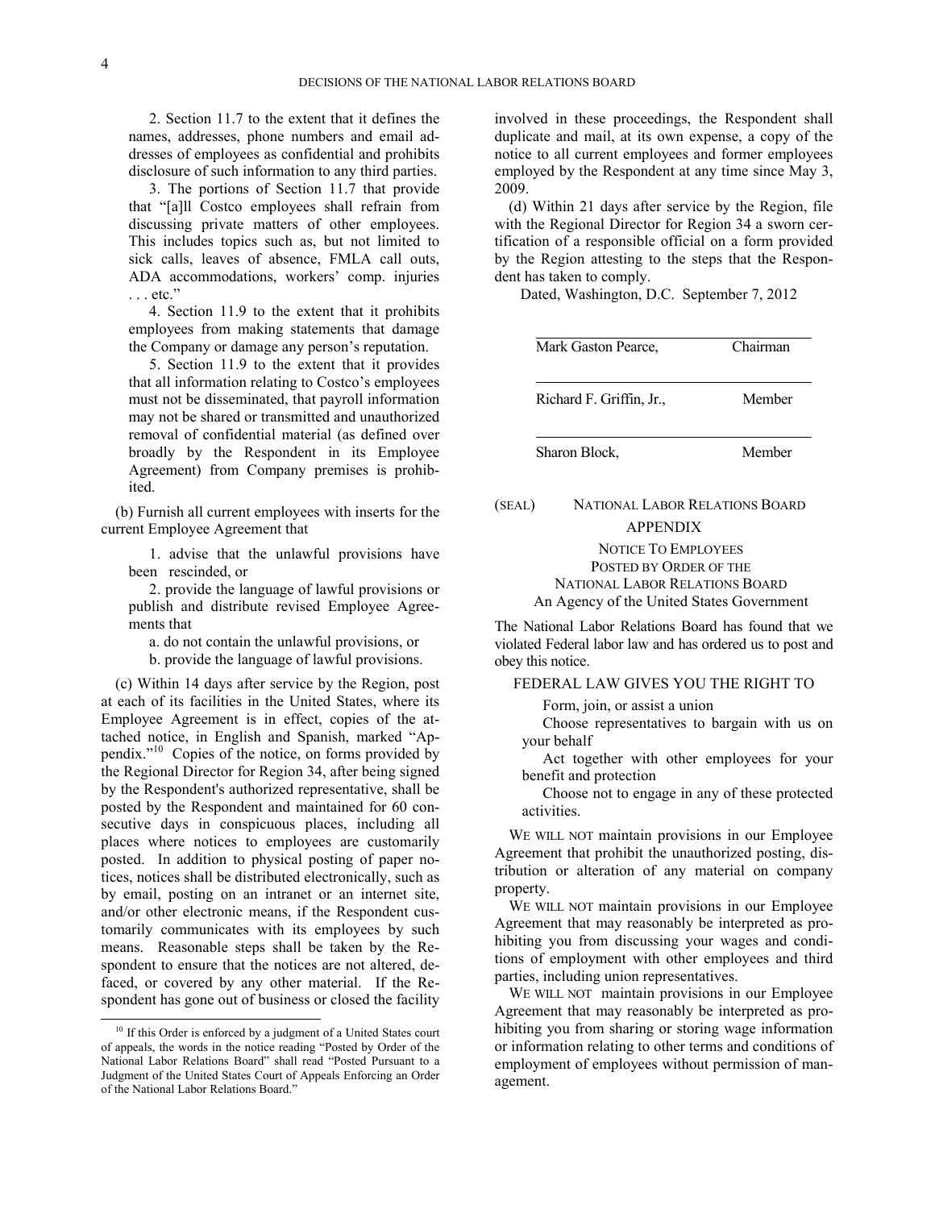2. Section 11.7 to the extent that it defines the names, addresses, phone numbers and email addresses of employees as confidential and prohibits disclosure of such information to any third parties.

3. The portions of Section 11.7 that provide that "[a]ll Costco employees shall refrain from discussing private matters of other employees. This includes topics such as, but not limited to sick calls, leaves of absence, FMLA call outs, ADA accommodations, workers' comp. injuries . . . etc."

4. Section 11.9 to the extent that it prohibits employees from making statements that damage the Company or damage any person's reputation.

5. Section 11.9 to the extent that it provides that all information relating to Costco's employees must not be disseminated, that payroll information may not be shared or transmitted and unauthorized removal of confidential material (as defined over broadly by the Respondent in its Employee Agreement) from Company premises is prohibited.

(b) Furnish all current employees with inserts for the current Employee Agreement that

1. advise that the unlawful provisions have been rescinded, or

2. provide the language of lawful provisions or publish and distribute revised Employee Agreements that

a. do not contain the unlawful provisions, or

b. provide the language of lawful provisions.

(c) Within 14 days after service by the Region, post at each of its facilities in the United States, where its Employee Agreement is in effect, copies of the attached notice, in English and Spanish, marked "Appendix."[10] Copies of the notice, on forms provided by the Regional Director for Region 34, after being signed by the Respondent's authorized representative, shall be posted by the Respondent and maintained for 60 consecutive days in conspicuous places, including all places where notices to employees are customarily posted. In addition to physical posting of paper notices, notices shall be distributed electronically, such as by email, posting on an intranet or an internet site, and/or other electronic means, if the Respondent customarily communicates with its employees by such means. Reasonable steps shall be taken by the Respondent to ensure that the notices are not altered, defaced, or covered by any other material. If the Respondent has gone out of business or closed the facility involved in these proceedings, the Respondent shall duplicate and mail, at its own expense, a copy of the notice to all current employees and former employees employed by the Respondent at any time since May 3, 2009.

(d) Within 21 days after service by the Region, file with the Regional Director for Region 34 a sworn certification of a responsible official on a form provided by the Region attesting to the steps that the Respondent has taken to comply.

Dated, Washington, D.C. September 7, 2012

| | |
|---|---|
| Mark Gaston Pearce, | Chairman |
| Richard F. Griffin, Jr., | Member |
| Sharon Block, | Member |

(SEAL) NATIONAL LABOR RELATIONS BOARD

## APPENDIX

NOTICE TO EMPLOYEES
POSTED BY ORDER OF THE
NATIONAL LABOR RELATIONS BOARD
An Agency of the United States Government

The National Labor Relations Board has found that we violated Federal labor law and has ordered us to post and obey this notice.

FEDERAL LAW GIVES YOU THE RIGHT TO

Form, join, or assist a union

Choose representatives to bargain with us on your behalf

Act together with other employees for your benefit and protection

Choose not to engage in any of these protected activities.

WE WILL NOT maintain provisions in our Employee Agreement that prohibit the unauthorized posting, distribution or alteration of any material on company property.

WE WILL NOT maintain provisions in our Employee Agreement that may reasonably be interpreted as prohibiting you from discussing your wages and conditions of employment with other employees and third parties, including union representatives.

WE WILL NOT maintain provisions in our Employee Agreement that may reasonably be interpreted as prohibiting you from sharing or storing wage information or information relating to other terms and conditions of employment of employees without permission of management.

[10] If this Order is enforced by a judgment of a United States court of appeals, the words in the notice reading "Posted by Order of the National Labor Relations Board" shall read "Posted Pursuant to a Judgment of the United States Court of Appeals Enforcing an Order of the National Labor Relations Board."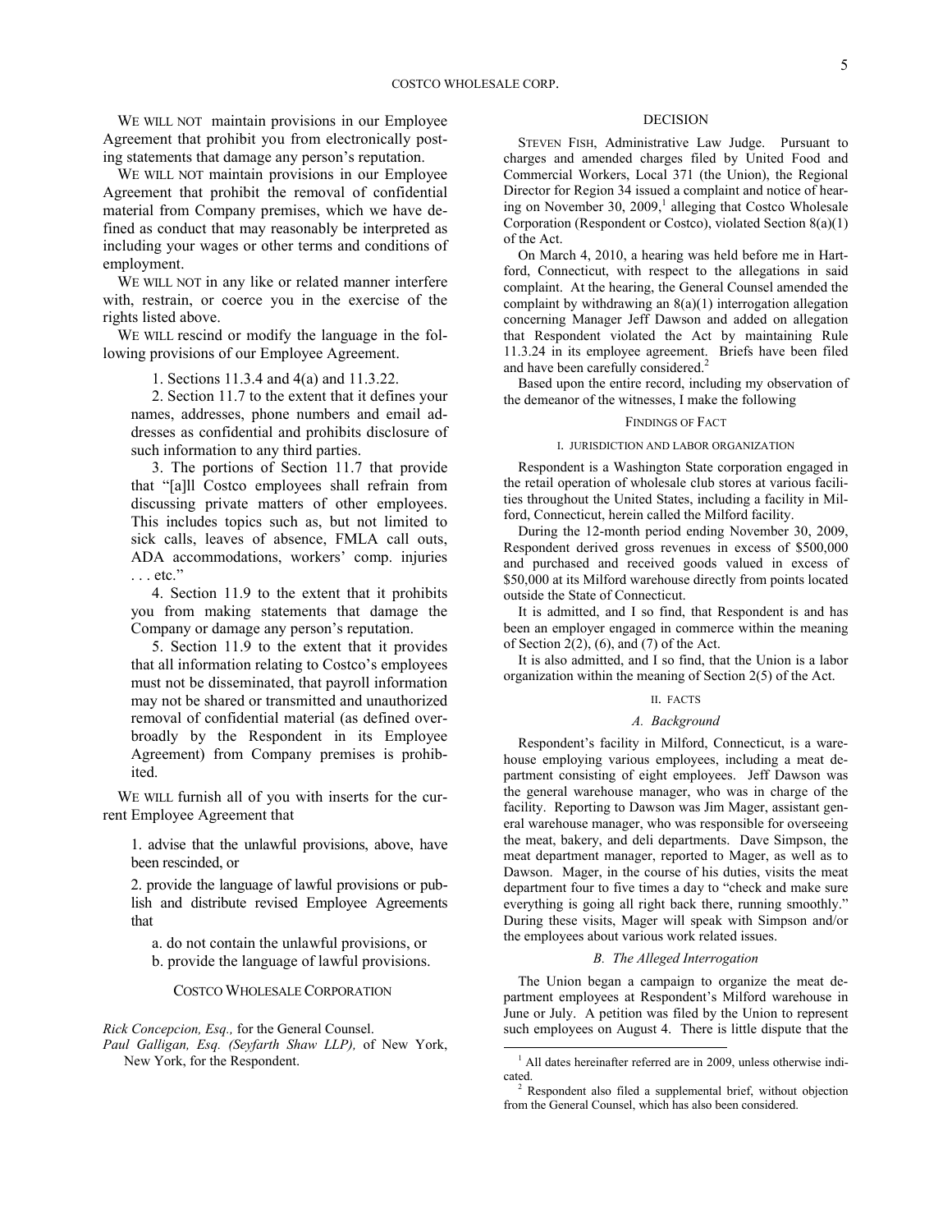WE WILL NOT maintain provisions in our Employee Agreement that prohibit you from electronically posting statements that damage any person's reputation.

WE WILL NOT maintain provisions in our Employee Agreement that prohibit the removal of confidential material from Company premises, which we have defined as conduct that may reasonably be interpreted as including your wages or other terms and conditions of employment.

WE WILL NOT in any like or related manner interfere with, restrain, or coerce you in the exercise of the rights listed above.

WE WILL rescind or modify the language in the following provisions of our Employee Agreement.

1. Sections 11.3.4 and 4(a) and 11.3.22.

2. Section 11.7 to the extent that it defines your names, addresses, phone numbers and email addresses as confidential and prohibits disclosure of such information to any third parties.

3. The portions of Section 11.7 that provide that "[a]ll Costco employees shall refrain from discussing private matters of other employees. This includes topics such as, but not limited to sick calls, leaves of absence, FMLA call outs, ADA accommodations, workers' comp. injuries . . . etc."

4. Section 11.9 to the extent that it prohibits you from making statements that damage the Company or damage any person's reputation.

5. Section 11.9 to the extent that it provides that all information relating to Costco's employees must not be disseminated, that payroll information may not be shared or transmitted and unauthorized removal of confidential material (as defined overbroadly by the Respondent in its Employee Agreement) from Company premises is prohibited.

WE WILL furnish all of you with inserts for the current Employee Agreement that

1. advise that the unlawful provisions, above, have been rescinded, or

2. provide the language of lawful provisions or publish and distribute revised Employee Agreements that

a. do not contain the unlawful provisions, or

b. provide the language of lawful provisions.

COSTCO WHOLESALE CORPORATION

*Rick Concepcion, Esq.,* for the General Counsel.
*Paul Galligan, Esq. (Seyfarth Shaw LLP),* of New York, New York, for the Respondent.

## DECISION

STEVEN FISH, Administrative Law Judge. Pursuant to charges and amended charges filed by United Food and Commercial Workers, Local 371 (the Union), the Regional Director for Region 34 issued a complaint and notice of hearing on November 30, 2009,[1] alleging that Costco Wholesale Corporation (Respondent or Costco), violated Section 8(a)(1) of the Act.

On March 4, 2010, a hearing was held before me in Hartford, Connecticut, with respect to the allegations in said complaint. At the hearing, the General Counsel amended the complaint by withdrawing an 8(a)(1) interrogation allegation concerning Manager Jeff Dawson and added on allegation that Respondent violated the Act by maintaining Rule 11.3.24 in its employee agreement. Briefs have been filed and have been carefully considered.[2]

Based upon the entire record, including my observation of the demeanor of the witnesses, I make the following

### FINDINGS OF FACT

#### I. JURISDICTION AND LABOR ORGANIZATION

Respondent is a Washington State corporation engaged in the retail operation of wholesale club stores at various facilities throughout the United States, including a facility in Milford, Connecticut, herein called the Milford facility.

During the 12-month period ending November 30, 2009, Respondent derived gross revenues in excess of $500,000 and purchased and received goods valued in excess of $50,000 at its Milford warehouse directly from points located outside the State of Connecticut.

It is admitted, and I so find, that Respondent is and has been an employer engaged in commerce within the meaning of Section 2(2), (6), and (7) of the Act.

It is also admitted, and I so find, that the Union is a labor organization within the meaning of Section 2(5) of the Act.

#### II. FACTS

##### *A. Background*

Respondent's facility in Milford, Connecticut, is a warehouse employing various employees, including a meat department consisting of eight employees. Jeff Dawson was the general warehouse manager, who was in charge of the facility. Reporting to Dawson was Jim Mager, assistant general warehouse manager, who was responsible for overseeing the meat, bakery, and deli departments. Dave Simpson, the meat department manager, reported to Mager, as well as to Dawson. Mager, in the course of his duties, visits the meat department four to five times a day to "check and make sure everything is going all right back there, running smoothly." During these visits, Mager will speak with Simpson and/or the employees about various work related issues.

##### *B. The Alleged Interrogation*

The Union began a campaign to organize the meat department employees at Respondent's Milford warehouse in June or July. A petition was filed by the Union to represent such employees on August 4. There is little dispute that the

---

[1] All dates hereinafter referred are in 2009, unless otherwise indicated.

[2] Respondent also filed a supplemental brief, without objection from the General Counsel, which has also been considered.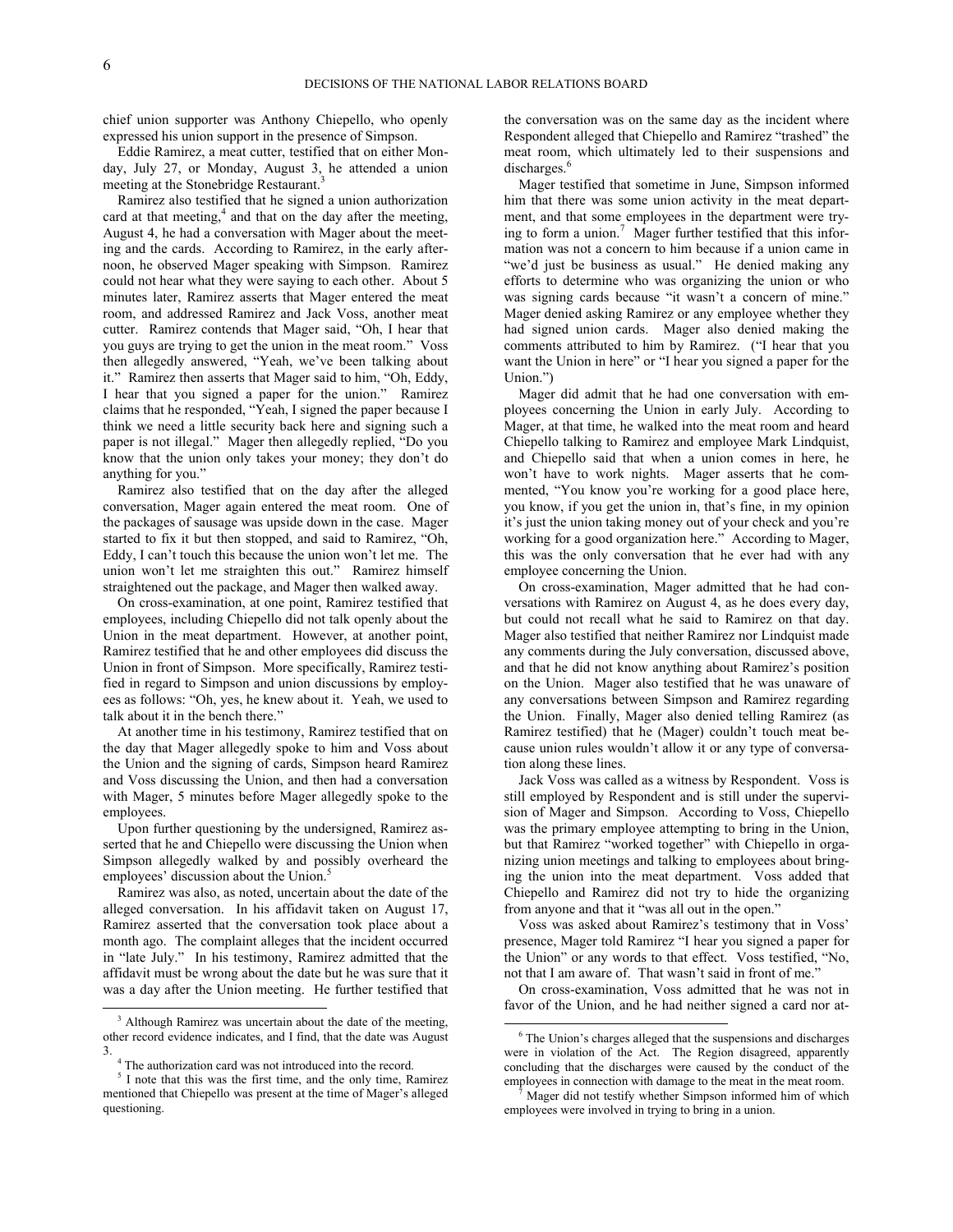chief union supporter was Anthony Chiepello, who openly expressed his union support in the presence of Simpson.

Eddie Ramirez, a meat cutter, testified that on either Monday, July 27, or Monday, August 3, he attended a union meeting at the Stonebridge Restaurant.[3]

Ramirez also testified that he signed a union authorization card at that meeting,[4] and that on the day after the meeting, August 4, he had a conversation with Mager about the meeting and the cards. According to Ramirez, in the early afternoon, he observed Mager speaking with Simpson. Ramirez could not hear what they were saying to each other. About 5 minutes later, Ramirez asserts that Mager entered the meat room, and addressed Ramirez and Jack Voss, another meat cutter. Ramirez contends that Mager said, "Oh, I hear that you guys are trying to get the union in the meat room." Voss then allegedly answered, "Yeah, we've been talking about it." Ramirez then asserts that Mager said to him, "Oh, Eddy, I hear that you signed a paper for the union." Ramirez claims that he responded, "Yeah, I signed the paper because I think we need a little security back here and signing such a paper is not illegal." Mager then allegedly replied, "Do you know that the union only takes your money; they don't do anything for you."

Ramirez also testified that on the day after the alleged conversation, Mager again entered the meat room. One of the packages of sausage was upside down in the case. Mager started to fix it but then stopped, and said to Ramirez, "Oh, Eddy, I can't touch this because the union won't let me. The union won't let me straighten this out." Ramirez himself straightened out the package, and Mager then walked away.

On cross-examination, at one point, Ramirez testified that employees, including Chiepello did not talk openly about the Union in the meat department. However, at another point, Ramirez testified that he and other employees did discuss the Union in front of Simpson. More specifically, Ramirez testified in regard to Simpson and union discussions by employees as follows: "Oh, yes, he knew about it. Yeah, we used to talk about it in the bench there."

At another time in his testimony, Ramirez testified that on the day that Mager allegedly spoke to him and Voss about the Union and the signing of cards, Simpson heard Ramirez and Voss discussing the Union, and then had a conversation with Mager, 5 minutes before Mager allegedly spoke to the employees.

Upon further questioning by the undersigned, Ramirez asserted that he and Chiepello were discussing the Union when Simpson allegedly walked by and possibly overheard the employees' discussion about the Union.[5]

Ramirez was also, as noted, uncertain about the date of the alleged conversation. In his affidavit taken on August 17, Ramirez asserted that the conversation took place about a month ago. The complaint alleges that the incident occurred in "late July." In his testimony, Ramirez admitted that the affidavit must be wrong about the date but he was sure that it was a day after the Union meeting. He further testified that the conversation was on the same day as the incident where Respondent alleged that Chiepello and Ramirez "trashed" the meat room, which ultimately led to their suspensions and discharges.[6]

Mager testified that sometime in June, Simpson informed him that there was some union activity in the meat department, and that some employees in the department were trying to form a union.[7] Mager further testified that this information was not a concern to him because if a union came in "we'd just be business as usual." He denied making any efforts to determine who was organizing the union or who was signing cards because "it wasn't a concern of mine." Mager denied asking Ramirez or any employee whether they had signed union cards. Mager also denied making the comments attributed to him by Ramirez. ("I hear that you want the Union in here" or "I hear you signed a paper for the Union.")

Mager did admit that he had one conversation with employees concerning the Union in early July. According to Mager, at that time, he walked into the meat room and heard Chiepello talking to Ramirez and employee Mark Lindquist, and Chiepello said that when a union comes in here, he won't have to work nights. Mager asserts that he commented, "You know you're working for a good place here, you know, if you get the union in, that's fine, in my opinion it's just the union taking money out of your check and you're working for a good organization here." According to Mager, this was the only conversation that he ever had with any employee concerning the Union.

On cross-examination, Mager admitted that he had conversations with Ramirez on August 4, as he does every day, but could not recall what he said to Ramirez on that day. Mager also testified that neither Ramirez nor Lindquist made any comments during the July conversation, discussed above, and that he did not know anything about Ramirez's position on the Union. Mager also testified that he was unaware of any conversations between Simpson and Ramirez regarding the Union. Finally, Mager also denied telling Ramirez (as Ramirez testified) that he (Mager) couldn't touch meat because union rules wouldn't allow it or any type of conversation along these lines.

Jack Voss was called as a witness by Respondent. Voss is still employed by Respondent and is still under the supervision of Mager and Simpson. According to Voss, Chiepello was the primary employee attempting to bring in the Union, but that Ramirez "worked together" with Chiepello in organizing union meetings and talking to employees about bringing the union into the meat department. Voss added that Chiepello and Ramirez did not try to hide the organizing from anyone and that it "was all out in the open."

Voss was asked about Ramirez's testimony that in Voss' presence, Mager told Ramirez "I hear you signed a paper for the Union" or any words to that effect. Voss testified, "No, not that I am aware of. That wasn't said in front of me."

On cross-examination, Voss admitted that he was not in favor of the Union, and he had neither signed a card nor at-

---

[3] Although Ramirez was uncertain about the date of the meeting, other record evidence indicates, and I find, that the date was August 3.

[4] The authorization card was not introduced into the record.

[5] I note that this was the first time, and the only time, Ramirez mentioned that Chiepello was present at the time of Mager's alleged questioning.

[6] The Union's charges alleged that the suspensions and discharges were in violation of the Act. The Region disagreed, apparently concluding that the discharges were caused by the conduct of the employees in connection with damage to the meat in the meat room.

[7] Mager did not testify whether Simpson informed him of which employees were involved in trying to bring in a union.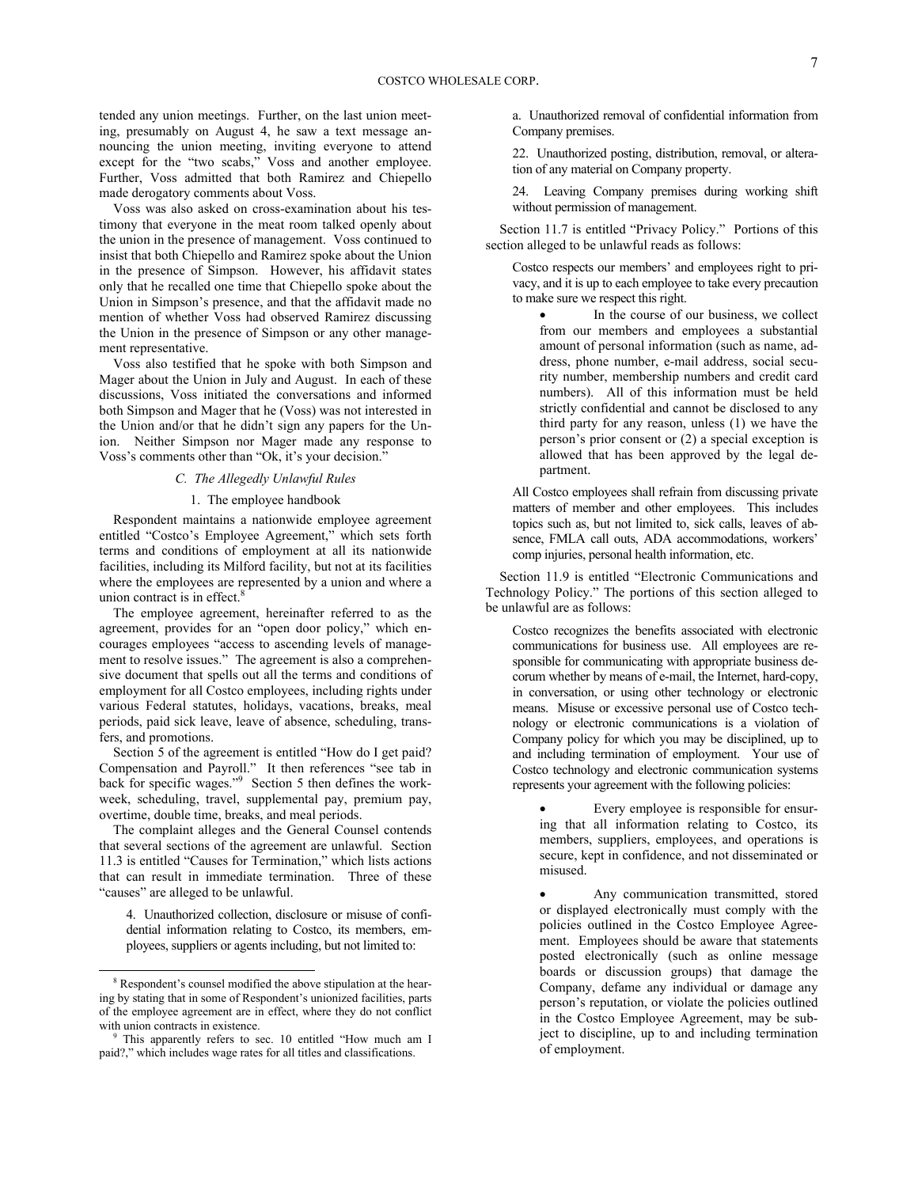tended any union meetings. Further, on the last union meeting, presumably on August 4, he saw a text message announcing the union meeting, inviting everyone to attend except for the "two scabs," Voss and another employee. Further, Voss admitted that both Ramirez and Chiepello made derogatory comments about Voss.

Voss was also asked on cross-examination about his testimony that everyone in the meat room talked openly about the union in the presence of management. Voss continued to insist that both Chiepello and Ramirez spoke about the Union in the presence of Simpson. However, his affidavit states only that he recalled one time that Chiepello spoke about the Union in Simpson's presence, and that the affidavit made no mention of whether Voss had observed Ramirez discussing the Union in the presence of Simpson or any other management representative.

Voss also testified that he spoke with both Simpson and Mager about the Union in July and August. In each of these discussions, Voss initiated the conversations and informed both Simpson and Mager that he (Voss) was not interested in the Union and/or that he didn't sign any papers for the Union. Neither Simpson nor Mager made any response to Voss's comments other than "Ok, it's your decision."

### *C. The Allegedly Unlawful Rules*

#### 1. The employee handbook

Respondent maintains a nationwide employee agreement entitled "Costco's Employee Agreement," which sets forth terms and conditions of employment at all its nationwide facilities, including its Milford facility, but not at its facilities where the employees are represented by a union and where a union contract is in effect.[8]

The employee agreement, hereinafter referred to as the agreement, provides for an "open door policy," which encourages employees "access to ascending levels of management to resolve issues." The agreement is also a comprehensive document that spells out all the terms and conditions of employment for all Costco employees, including rights under various Federal statutes, holidays, vacations, breaks, meal periods, paid sick leave, leave of absence, scheduling, transfers, and promotions.

Section 5 of the agreement is entitled "How do I get paid? Compensation and Payroll." It then references "see tab in back for specific wages."[9] Section 5 then defines the workweek, scheduling, travel, supplemental pay, premium pay, overtime, double time, breaks, and meal periods.

The complaint alleges and the General Counsel contends that several sections of the agreement are unlawful. Section 11.3 is entitled "Causes for Termination," which lists actions that can result in immediate termination. Three of these "causes" are alleged to be unlawful.

> 4. Unauthorized collection, disclosure or misuse of confidential information relating to Costco, its members, employees, suppliers or agents including, but not limited to:
>
> a. Unauthorized removal of confidential information from Company premises.
>
> 22. Unauthorized posting, distribution, removal, or alteration of any material on Company property.
>
> 24. Leaving Company premises during working shift without permission of management.

Section 11.7 is entitled "Privacy Policy." Portions of this section alleged to be unlawful reads as follows:

> Costco respects our members' and employees right to privacy, and it is up to each employee to take every precaution to make sure we respect this right.
>
> - In the course of our business, we collect from our members and employees a substantial amount of personal information (such as name, address, phone number, e-mail address, social security number, membership numbers and credit card numbers). All of this information must be held strictly confidential and cannot be disclosed to any third party for any reason, unless (1) we have the person's prior consent or (2) a special exception is allowed that has been approved by the legal department.
>
> All Costco employees shall refrain from discussing private matters of member and other employees. This includes topics such as, but not limited to, sick calls, leaves of absence, FMLA call outs, ADA accommodations, workers' comp injuries, personal health information, etc.

Section 11.9 is entitled "Electronic Communications and Technology Policy." The portions of this section alleged to be unlawful are as follows:

> Costco recognizes the benefits associated with electronic communications for business use. All employees are responsible for communicating with appropriate business decorum whether by means of e-mail, the Internet, hard-copy, in conversation, or using other technology or electronic means. Misuse or excessive personal use of Costco technology or electronic communications is a violation of Company policy for which you may be disciplined, up to and including termination of employment. Your use of Costco technology and electronic communication systems represents your agreement with the following policies:
>
> - Every employee is responsible for ensuring that all information relating to Costco, its members, suppliers, employees, and operations is secure, kept in confidence, and not disseminated or misused.
> - Any communication transmitted, stored or displayed electronically must comply with the policies outlined in the Costco Employee Agreement. Employees should be aware that statements posted electronically (such as online message boards or discussion groups) that damage the Company, defame any individual or damage any person's reputation, or violate the policies outlined in the Costco Employee Agreement, may be subject to discipline, up to and including termination of employment.

---

[8] Respondent's counsel modified the above stipulation at the hearing by stating that in some of Respondent's unionized facilities, parts of the employee agreement are in effect, where they do not conflict with union contracts in existence.

[9] This apparently refers to sec. 10 entitled "How much am I paid?," which includes wage rates for all titles and classifications.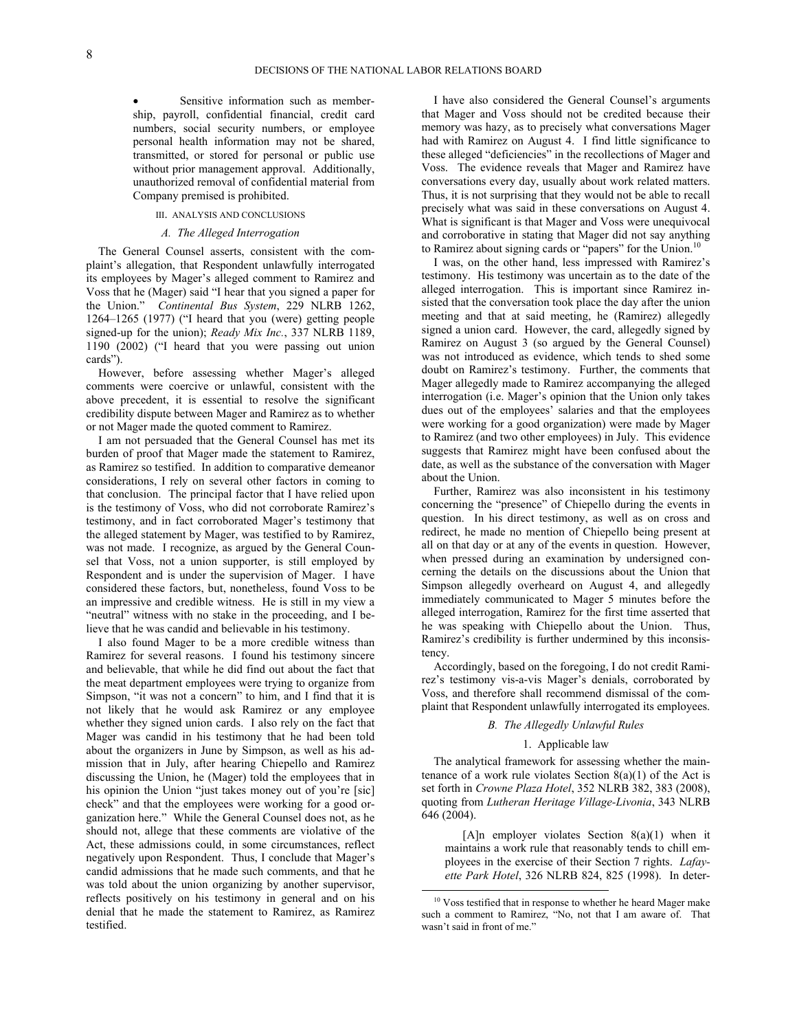- Sensitive information such as membership, payroll, confidential financial, credit card numbers, social security numbers, or employee personal health information may not be shared, transmitted, or stored for personal or public use without prior management approval. Additionally, unauthorized removal of confidential material from Company premised is prohibited.

## III. ANALYSIS AND CONCLUSIONS

### *A. The Alleged Interrogation*

The General Counsel asserts, consistent with the complaint's allegation, that Respondent unlawfully interrogated its employees by Mager's alleged comment to Ramirez and Voss that he (Mager) said "I hear that you signed a paper for the Union." *Continental Bus System*, 229 NLRB 1262, 1264–1265 (1977) ("I heard that you (were) getting people signed-up for the union); *Ready Mix Inc.*, 337 NLRB 1189, 1190 (2002) ("I heard that you were passing out union cards").

However, before assessing whether Mager's alleged comments were coercive or unlawful, consistent with the above precedent, it is essential to resolve the significant credibility dispute between Mager and Ramirez as to whether or not Mager made the quoted comment to Ramirez.

I am not persuaded that the General Counsel has met its burden of proof that Mager made the statement to Ramirez, as Ramirez so testified. In addition to comparative demeanor considerations, I rely on several other factors in coming to that conclusion. The principal factor that I have relied upon is the testimony of Voss, who did not corroborate Ramirez's testimony, and in fact corroborated Mager's testimony that the alleged statement by Mager, was testified to by Ramirez, was not made. I recognize, as argued by the General Counsel that Voss, not a union supporter, is still employed by Respondent and is under the supervision of Mager. I have considered these factors, but, nonetheless, found Voss to be an impressive and credible witness. He is still in my view a "neutral" witness with no stake in the proceeding, and I believe that he was candid and believable in his testimony.

I also found Mager to be a more credible witness than Ramirez for several reasons. I found his testimony sincere and believable, that while he did find out about the fact that the meat department employees were trying to organize from Simpson, "it was not a concern" to him, and I find that it is not likely that he would ask Ramirez or any employee whether they signed union cards. I also rely on the fact that Mager was candid in his testimony that he had been told about the organizers in June by Simpson, as well as his admission that in July, after hearing Chiepello and Ramirez discussing the Union, he (Mager) told the employees that in his opinion the Union "just takes money out of you're [sic] check" and that the employees were working for a good organization here." While the General Counsel does not, as he should not, allege that these comments are violative of the Act, these admissions could, in some circumstances, reflect negatively upon Respondent. Thus, I conclude that Mager's candid admissions that he made such comments, and that he was told about the union organizing by another supervisor, reflects positively on his testimony in general and on his denial that he made the statement to Ramirez, as Ramirez testified.

I have also considered the General Counsel's arguments that Mager and Voss should not be credited because their memory was hazy, as to precisely what conversations Mager had with Ramirez on August 4. I find little significance to these alleged "deficiencies" in the recollections of Mager and Voss. The evidence reveals that Mager and Ramirez have conversations every day, usually about work related matters. Thus, it is not surprising that they would not be able to recall precisely what was said in these conversations on August 4. What is significant is that Mager and Voss were unequivocal and corroborative in stating that Mager did not say anything to Ramirez about signing cards or "papers" for the Union.[10]

I was, on the other hand, less impressed with Ramirez's testimony. His testimony was uncertain as to the date of the alleged interrogation. This is important since Ramirez insisted that the conversation took place the day after the union meeting and that at said meeting, he (Ramirez) allegedly signed a union card. However, the card, allegedly signed by Ramirez on August 3 (so argued by the General Counsel) was not introduced as evidence, which tends to shed some doubt on Ramirez's testimony. Further, the comments that Mager allegedly made to Ramirez accompanying the alleged interrogation (i.e. Mager's opinion that the Union only takes dues out of the employees' salaries and that the employees were working for a good organization) were made by Mager to Ramirez (and two other employees) in July. This evidence suggests that Ramirez might have been confused about the date, as well as the substance of the conversation with Mager about the Union.

Further, Ramirez was also inconsistent in his testimony concerning the "presence" of Chiepello during the events in question. In his direct testimony, as well as on cross and redirect, he made no mention of Chiepello being present at all on that day or at any of the events in question. However, when pressed during an examination by undersigned concerning the details on the discussions about the Union that Simpson allegedly overheard on August 4, and allegedly immediately communicated to Mager 5 minutes before the alleged interrogation, Ramirez for the first time asserted that he was speaking with Chiepello about the Union. Thus, Ramirez's credibility is further undermined by this inconsistency.

Accordingly, based on the foregoing, I do not credit Ramirez's testimony vis-a-vis Mager's denials, corroborated by Voss, and therefore shall recommend dismissal of the complaint that Respondent unlawfully interrogated its employees.

### *B. The Allegedly Unlawful Rules*

#### 1. Applicable law

The analytical framework for assessing whether the maintenance of a work rule violates Section 8(a)(1) of the Act is set forth in *Crowne Plaza Hotel*, 352 NLRB 382, 383 (2008), quoting from *Lutheran Heritage Village-Livonia*, 343 NLRB 646 (2004).

> [A]n employer violates Section 8(a)(1) when it maintains a work rule that reasonably tends to chill employees in the exercise of their Section 7 rights. *Lafayette Park Hotel*, 326 NLRB 824, 825 (1998). In deter-

[10] Voss testified that in response to whether he heard Mager make such a comment to Ramirez, "No, not that I am aware of. That wasn't said in front of me."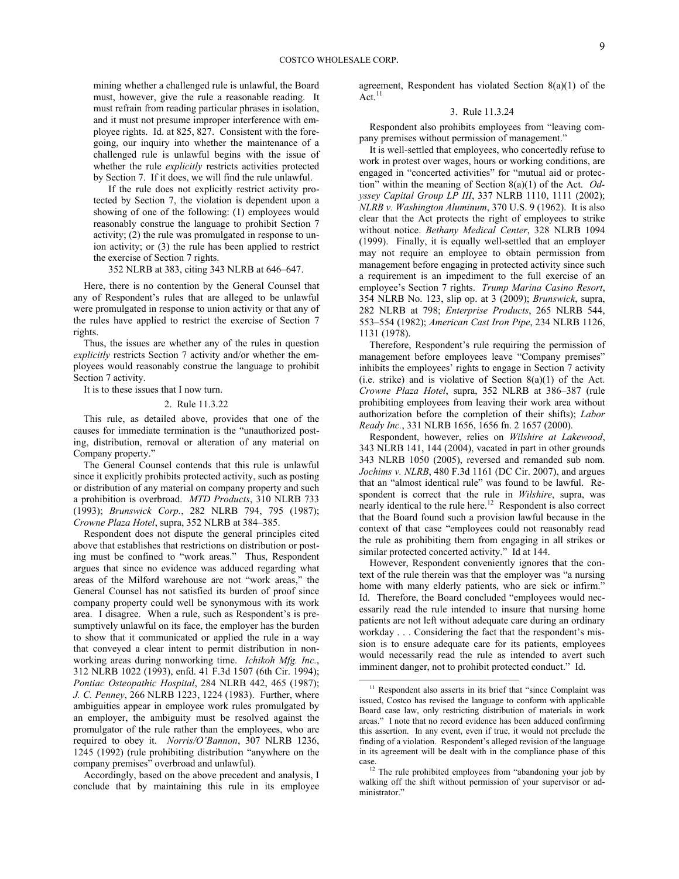mining whether a challenged rule is unlawful, the Board must, however, give the rule a reasonable reading. It must refrain from reading particular phrases in isolation, and it must not presume improper interference with employee rights. Id. at 825, 827. Consistent with the foregoing, our inquiry into whether the maintenance of a challenged rule is unlawful begins with the issue of whether the rule *explicitly* restricts activities protected by Section 7. If it does, we will find the rule unlawful.

> If the rule does not explicitly restrict activity protected by Section 7, the violation is dependent upon a showing of one of the following: (1) employees would reasonably construe the language to prohibit Section 7 activity; (2) the rule was promulgated in response to union activity; or (3) the rule has been applied to restrict the exercise of Section 7 rights.
>
> 352 NLRB at 383, citing 343 NLRB at 646–647.

Here, there is no contention by the General Counsel that any of Respondent's rules that are alleged to be unlawful were promulgated in response to union activity or that any of the rules have applied to restrict the exercise of Section 7 rights.

Thus, the issues are whether any of the rules in question *explicitly* restricts Section 7 activity and/or whether the employees would reasonably construe the language to prohibit Section 7 activity.

It is to these issues that I now turn.

### 2. Rule 11.3.22

This rule, as detailed above, provides that one of the causes for immediate termination is the "unauthorized posting, distribution, removal or alteration of any material on Company property."

The General Counsel contends that this rule is unlawful since it explicitly prohibits protected activity, such as posting or distribution of any material on company property and such a prohibition is overbroad. *MTD Products*, 310 NLRB 733 (1993); *Brunswick Corp.*, 282 NLRB 794, 795 (1987); *Crowne Plaza Hotel*, supra, 352 NLRB at 384–385.

Respondent does not dispute the general principles cited above that establishes that restrictions on distribution or posting must be confined to "work areas." Thus, Respondent argues that since no evidence was adduced regarding what areas of the Milford warehouse are not "work areas," the General Counsel has not satisfied its burden of proof since company property could well be synonymous with its work area. I disagree. When a rule, such as Respondent's is presumptively unlawful on its face, the employer has the burden to show that it communicated or applied the rule in a way that conveyed a clear intent to permit distribution in nonworking areas during nonworking time. *Ichikoh Mfg. Inc.*, 312 NLRB 1022 (1993), enfd. 41 F.3d 1507 (6th Cir. 1994); *Pontiac Osteopathic Hospital*, 284 NLRB 442, 465 (1987); *J. C. Penney*, 266 NLRB 1223, 1224 (1983). Further, where ambiguities appear in employee work rules promulgated by an employer, the ambiguity must be resolved against the promulgator of the rule rather than the employees, who are required to obey it. *Norris/O'Bannon*, 307 NLRB 1236, 1245 (1992) (rule prohibiting distribution "anywhere on the company premises" overbroad and unlawful).

Accordingly, based on the above precedent and analysis, I conclude that by maintaining this rule in its employee agreement, Respondent has violated Section 8(a)(1) of the Act.[11]

### 3. Rule 11.3.24

Respondent also prohibits employees from "leaving company premises without permission of management."

It is well-settled that employees, who concertedly refuse to work in protest over wages, hours or working conditions, are engaged in "concerted activities" for "mutual aid or protection" within the meaning of Section 8(a)(1) of the Act. *Odyssey Capital Group LP III*, 337 NLRB 1110, 1111 (2002); *NLRB v. Washington Aluminum*, 370 U.S. 9 (1962). It is also clear that the Act protects the right of employees to strike without notice. *Bethany Medical Center*, 328 NLRB 1094 (1999). Finally, it is equally well-settled that an employer may not require an employee to obtain permission from management before engaging in protected activity since such a requirement is an impediment to the full exercise of an employee's Section 7 rights. *Trump Marina Casino Resort*, 354 NLRB No. 123, slip op. at 3 (2009); *Brunswick*, supra, 282 NLRB at 798; *Enterprise Products*, 265 NLRB 544, 553–554 (1982); *American Cast Iron Pipe*, 234 NLRB 1126, 1131 (1978).

Therefore, Respondent's rule requiring the permission of management before employees leave "Company premises" inhibits the employees' rights to engage in Section 7 activity (i.e. strike) and is violative of Section 8(a)(1) of the Act. *Crowne Plaza Hotel*, supra, 352 NLRB at 386–387 (rule prohibiting employees from leaving their work area without authorization before the completion of their shifts); *Labor Ready Inc.*, 331 NLRB 1656, 1656 fn. 2 1657 (2000).

Respondent, however, relies on *Wilshire at Lakewood*, 343 NLRB 141, 144 (2004), vacated in part in other grounds 343 NLRB 1050 (2005), reversed and remanded sub nom. *Jochims v. NLRB*, 480 F.3d 1161 (DC Cir. 2007), and argues that an "almost identical rule" was found to be lawful. Respondent is correct that the rule in *Wilshire*, supra, was nearly identical to the rule here.[12] Respondent is also correct that the Board found such a provision lawful because in the context of that case "employees could not reasonably read the rule as prohibiting them from engaging in all strikes or similar protected concerted activity." Id at 144.

However, Respondent conveniently ignores that the context of the rule therein was that the employer was "a nursing home with many elderly patients, who are sick or infirm." Id. Therefore, the Board concluded "employees would necessarily read the rule intended to insure that nursing home patients are not left without adequate care during an ordinary workday . . . Considering the fact that the respondent's mission is to ensure adequate care for its patients, employees would necessarily read the rule as intended to avert such imminent danger, not to prohibit protected conduct." Id.

---

[11] Respondent also asserts in its brief that "since Complaint was issued, Costco has revised the language to conform with applicable Board case law, only restricting distribution of materials in work areas." I note that no record evidence has been adduced confirming this assertion. In any event, even if true, it would not preclude the finding of a violation. Respondent's alleged revision of the language in its agreement will be dealt with in the compliance phase of this case.

[12] The rule prohibited employees from "abandoning your job by walking off the shift without permission of your supervisor or administrator."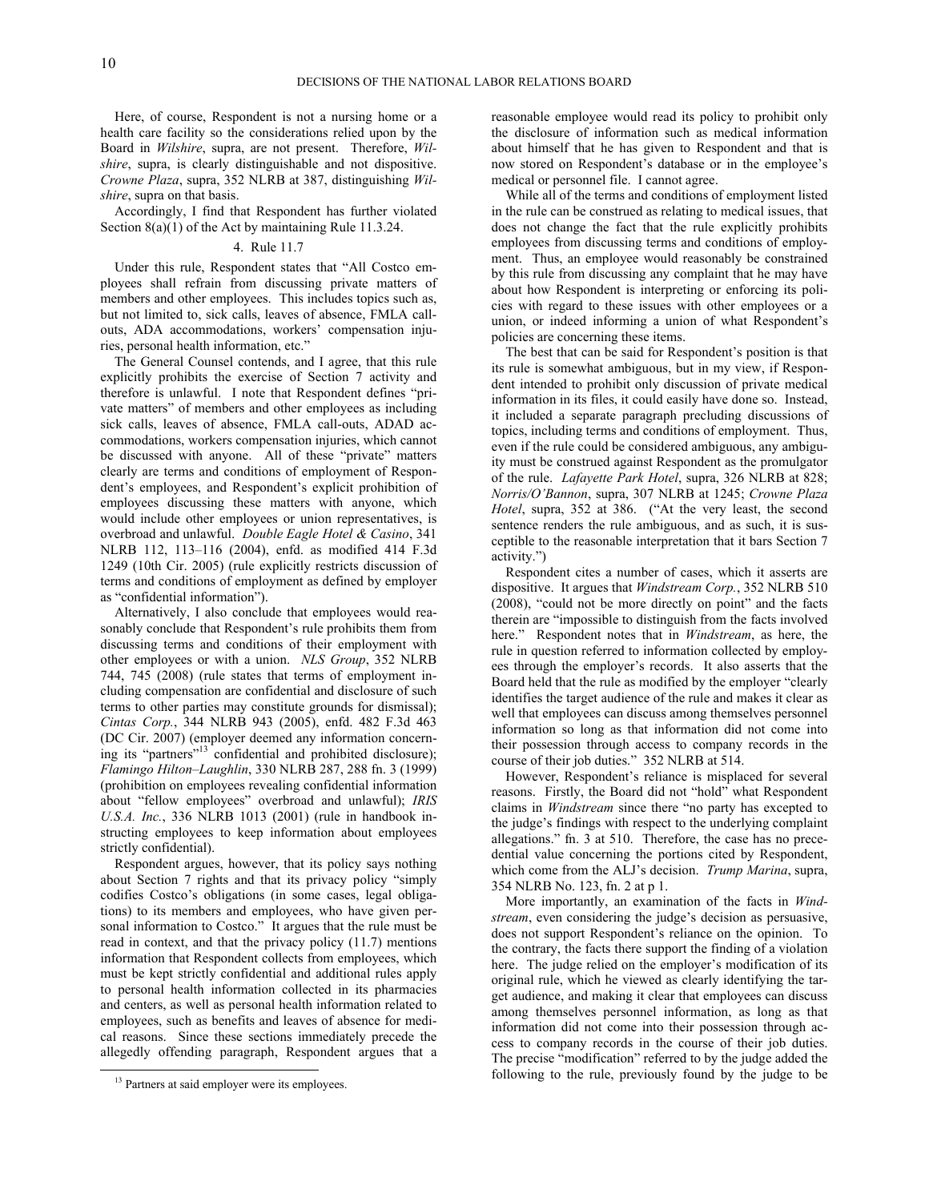Here, of course, Respondent is not a nursing home or a health care facility so the considerations relied upon by the Board in *Wilshire*, supra, are not present. Therefore, *Wilshire*, supra, is clearly distinguishable and not dispositive. *Crowne Plaza*, supra, 352 NLRB at 387, distinguishing *Wilshire*, supra on that basis.

Accordingly, I find that Respondent has further violated Section 8(a)(1) of the Act by maintaining Rule 11.3.24.

### 4. Rule 11.7

Under this rule, Respondent states that "All Costco employees shall refrain from discussing private matters of members and other employees. This includes topics such as, but not limited to, sick calls, leaves of absence, FMLA call-outs, ADA accommodations, workers' compensation injuries, personal health information, etc."

The General Counsel contends, and I agree, that this rule explicitly prohibits the exercise of Section 7 activity and therefore is unlawful. I note that Respondent defines "private matters" of members and other employees as including sick calls, leaves of absence, FMLA call-outs, ADAD accommodations, workers compensation injuries, which cannot be discussed with anyone. All of these "private" matters clearly are terms and conditions of employment of Respondent's employees, and Respondent's explicit prohibition of employees discussing these matters with anyone, which would include other employees or union representatives, is overbroad and unlawful. *Double Eagle Hotel & Casino*, 341 NLRB 112, 113–116 (2004), enfd. as modified 414 F.3d 1249 (10th Cir. 2005) (rule explicitly restricts discussion of terms and conditions of employment as defined by employer as "confidential information").

Alternatively, I also conclude that employees would reasonably conclude that Respondent's rule prohibits them from discussing terms and conditions of their employment with other employees or with a union. *NLS Group*, 352 NLRB 744, 745 (2008) (rule states that terms of employment including compensation are confidential and disclosure of such terms to other parties may constitute grounds for dismissal); *Cintas Corp.*, 344 NLRB 943 (2005), enfd. 482 F.3d 463 (DC Cir. 2007) (employer deemed any information concerning its "partners"[13] confidential and prohibited disclosure); *Flamingo Hilton–Laughlin*, 330 NLRB 287, 288 fn. 3 (1999) (prohibition on employees revealing confidential information about "fellow employees" overbroad and unlawful); *IRIS U.S.A. Inc.*, 336 NLRB 1013 (2001) (rule in handbook instructing employees to keep information about employees strictly confidential).

Respondent argues, however, that its policy says nothing about Section 7 rights and that its privacy policy "simply codifies Costco's obligations (in some cases, legal obligations) to its members and employees, who have given personal information to Costco." It argues that the rule must be read in context, and that the privacy policy (11.7) mentions information that Respondent collects from employees, which must be kept strictly confidential and additional rules apply to personal health information collected in its pharmacies and centers, as well as personal health information related to employees, such as benefits and leaves of absence for medical reasons. Since these sections immediately precede the allegedly offending paragraph, Respondent argues that a reasonable employee would read its policy to prohibit only the disclosure of information such as medical information about himself that he has given to Respondent and that is now stored on Respondent's database or in the employee's medical or personnel file. I cannot agree.

While all of the terms and conditions of employment listed in the rule can be construed as relating to medical issues, that does not change the fact that the rule explicitly prohibits employees from discussing terms and conditions of employment. Thus, an employee would reasonably be constrained by this rule from discussing any complaint that he may have about how Respondent is interpreting or enforcing its policies with regard to these issues with other employees or a union, or indeed informing a union of what Respondent's policies are concerning these items.

The best that can be said for Respondent's position is that its rule is somewhat ambiguous, but in my view, if Respondent intended to prohibit only discussion of private medical information in its files, it could easily have done so. Instead, it included a separate paragraph precluding discussions of topics, including terms and conditions of employment. Thus, even if the rule could be considered ambiguous, any ambiguity must be construed against Respondent as the promulgator of the rule. *Lafayette Park Hotel*, supra, 326 NLRB at 828; *Norris/O'Bannon*, supra, 307 NLRB at 1245; *Crowne Plaza Hotel*, supra, 352 at 386. ("At the very least, the second sentence renders the rule ambiguous, and as such, it is susceptible to the reasonable interpretation that it bars Section 7 activity.")

Respondent cites a number of cases, which it asserts are dispositive. It argues that *Windstream Corp.*, 352 NLRB 510 (2008), "could not be more directly on point" and the facts therein are "impossible to distinguish from the facts involved here." Respondent notes that in *Windstream*, as here, the rule in question referred to information collected by employees through the employer's records. It also asserts that the Board held that the rule as modified by the employer "clearly identifies the target audience of the rule and makes it clear as well that employees can discuss among themselves personnel information so long as that information did not come into their possession through access to company records in the course of their job duties." 352 NLRB at 514.

However, Respondent's reliance is misplaced for several reasons. Firstly, the Board did not "hold" what Respondent claims in *Windstream* since there "no party has excepted to the judge's findings with respect to the underlying complaint allegations." fn. 3 at 510. Therefore, the case has no precedential value concerning the portions cited by Respondent, which come from the ALJ's decision. *Trump Marina*, supra, 354 NLRB No. 123, fn. 2 at p 1.

More importantly, an examination of the facts in *Windstream*, even considering the judge's decision as persuasive, does not support Respondent's reliance on the opinion. To the contrary, the facts there support the finding of a violation here. The judge relied on the employer's modification of its original rule, which he viewed as clearly identifying the target audience, and making it clear that employees can discuss among themselves personnel information, as long as that information did not come into their possession through access to company records in the course of their job duties. The precise "modification" referred to by the judge added the following to the rule, previously found by the judge to be

[13] Partners at said employer were its employees.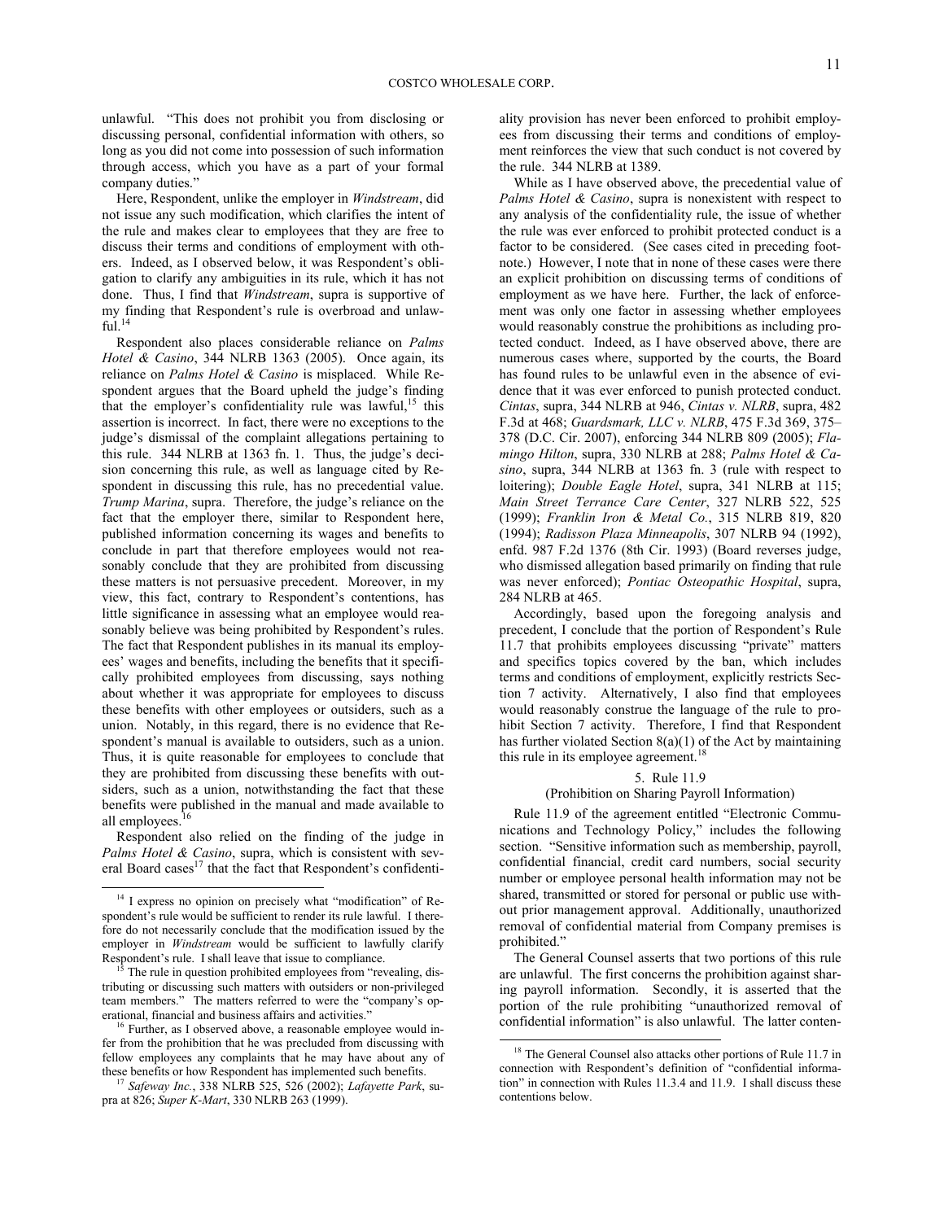unlawful. "This does not prohibit you from disclosing or discussing personal, confidential information with others, so long as you did not come into possession of such information through access, which you have as a part of your formal company duties."

Here, Respondent, unlike the employer in *Windstream*, did not issue any such modification, which clarifies the intent of the rule and makes clear to employees that they are free to discuss their terms and conditions of employment with others. Indeed, as I observed below, it was Respondent's obligation to clarify any ambiguities in its rule, which it has not done. Thus, I find that *Windstream*, supra is supportive of my finding that Respondent's rule is overbroad and unlawful.[14]

Respondent also places considerable reliance on *Palms Hotel & Casino*, 344 NLRB 1363 (2005). Once again, its reliance on *Palms Hotel & Casino* is misplaced. While Respondent argues that the Board upheld the judge's finding that the employer's confidentiality rule was lawful,[15] this assertion is incorrect. In fact, there were no exceptions to the judge's dismissal of the complaint allegations pertaining to this rule. 344 NLRB at 1363 fn. 1. Thus, the judge's decision concerning this rule, as well as language cited by Respondent in discussing this rule, has no precedential value. *Trump Marina*, supra. Therefore, the judge's reliance on the fact that the employer there, similar to Respondent here, published information concerning its wages and benefits to conclude in part that therefore employees would not reasonably conclude that they are prohibited from discussing these matters is not persuasive precedent. Moreover, in my view, this fact, contrary to Respondent's contentions, has little significance in assessing what an employee would reasonably believe was being prohibited by Respondent's rules. The fact that Respondent publishes in its manual its employees' wages and benefits, including the benefits that it specifically prohibited employees from discussing, says nothing about whether it was appropriate for employees to discuss these benefits with other employees or outsiders, such as a union. Notably, in this regard, there is no evidence that Respondent's manual is available to outsiders, such as a union. Thus, it is quite reasonable for employees to conclude that they are prohibited from discussing these benefits with outsiders, such as a union, notwithstanding the fact that these benefits were published in the manual and made available to all employees.[16]

Respondent also relied on the finding of the judge in *Palms Hotel & Casino*, supra, which is consistent with several Board cases[17] that the fact that Respondent's confidentiality provision has never been enforced to prohibit employees from discussing their terms and conditions of employment reinforces the view that such conduct is not covered by the rule. 344 NLRB at 1389.

While as I have observed above, the precedential value of *Palms Hotel & Casino*, supra is nonexistent with respect to any analysis of the confidentiality rule, the issue of whether the rule was ever enforced to prohibit protected conduct is a factor to be considered. (See cases cited in preceding footnote.) However, I note that in none of these cases were there an explicit prohibition on discussing terms of conditions of employment as we have here. Further, the lack of enforcement was only one factor in assessing whether employees would reasonably construe the prohibitions as including protected conduct. Indeed, as I have observed above, there are numerous cases where, supported by the courts, the Board has found rules to be unlawful even in the absence of evidence that it was ever enforced to punish protected conduct. *Cintas*, supra, 344 NLRB at 946, *Cintas v. NLRB*, supra, 482 F.3d at 468; *Guardsmark, LLC v. NLRB*, 475 F.3d 369, 375–378 (D.C. Cir. 2007), enforcing 344 NLRB 809 (2005); *Flamingo Hilton*, supra, 330 NLRB at 288; *Palms Hotel & Casino*, supra, 344 NLRB at 1363 fn. 3 (rule with respect to loitering); *Double Eagle Hotel*, supra, 341 NLRB at 115; *Main Street Terrance Care Center*, 327 NLRB 522, 525 (1999); *Franklin Iron & Metal Co.*, 315 NLRB 819, 820 (1994); *Radisson Plaza Minneapolis*, 307 NLRB 94 (1992), enfd. 987 F.2d 1376 (8th Cir. 1993) (Board reverses judge, who dismissed allegation based primarily on finding that rule was never enforced); *Pontiac Osteopathic Hospital*, supra, 284 NLRB at 465.

Accordingly, based upon the foregoing analysis and precedent, I conclude that the portion of Respondent's Rule 11.7 that prohibits employees discussing "private" matters and specifics topics covered by the ban, which includes terms and conditions of employment, explicitly restricts Section 7 activity. Alternatively, I also find that employees would reasonably construe the language of the rule to prohibit Section 7 activity. Therefore, I find that Respondent has further violated Section 8(a)(1) of the Act by maintaining this rule in its employee agreement.[18]

### 5. Rule 11.9
### (Prohibition on Sharing Payroll Information)

Rule 11.9 of the agreement entitled "Electronic Communications and Technology Policy," includes the following section. "Sensitive information such as membership, payroll, confidential financial, credit card numbers, social security number or employee personal health information may not be shared, transmitted or stored for personal or public use without prior management approval. Additionally, unauthorized removal of confidential material from Company premises is prohibited."

The General Counsel asserts that two portions of this rule are unlawful. The first concerns the prohibition against sharing payroll information. Secondly, it is asserted that the portion of the rule prohibiting "unauthorized removal of confidential information" is also unlawful. The latter conten-

---

[14] I express no opinion on precisely what "modification" of Respondent's rule would be sufficient to render its rule lawful. I therefore do not necessarily conclude that the modification issued by the employer in *Windstream* would be sufficient to lawfully clarify Respondent's rule. I shall leave that issue to compliance.

[15] The rule in question prohibited employees from "revealing, distributing or discussing such matters with outsiders or non-privileged team members." The matters referred to were the "company's operational, financial and business affairs and activities."

[16] Further, as I observed above, a reasonable employee would infer from the prohibition that he was precluded from discussing with fellow employees any complaints that he may have about any of these benefits or how Respondent has implemented such benefits.

[17] *Safeway Inc.*, 338 NLRB 525, 526 (2002); *Lafayette Park*, supra at 826; *Super K-Mart*, 330 NLRB 263 (1999).

[18] The General Counsel also attacks other portions of Rule 11.7 in connection with Respondent's definition of "confidential information" in connection with Rules 11.3.4 and 11.9. I shall discuss these contentions below.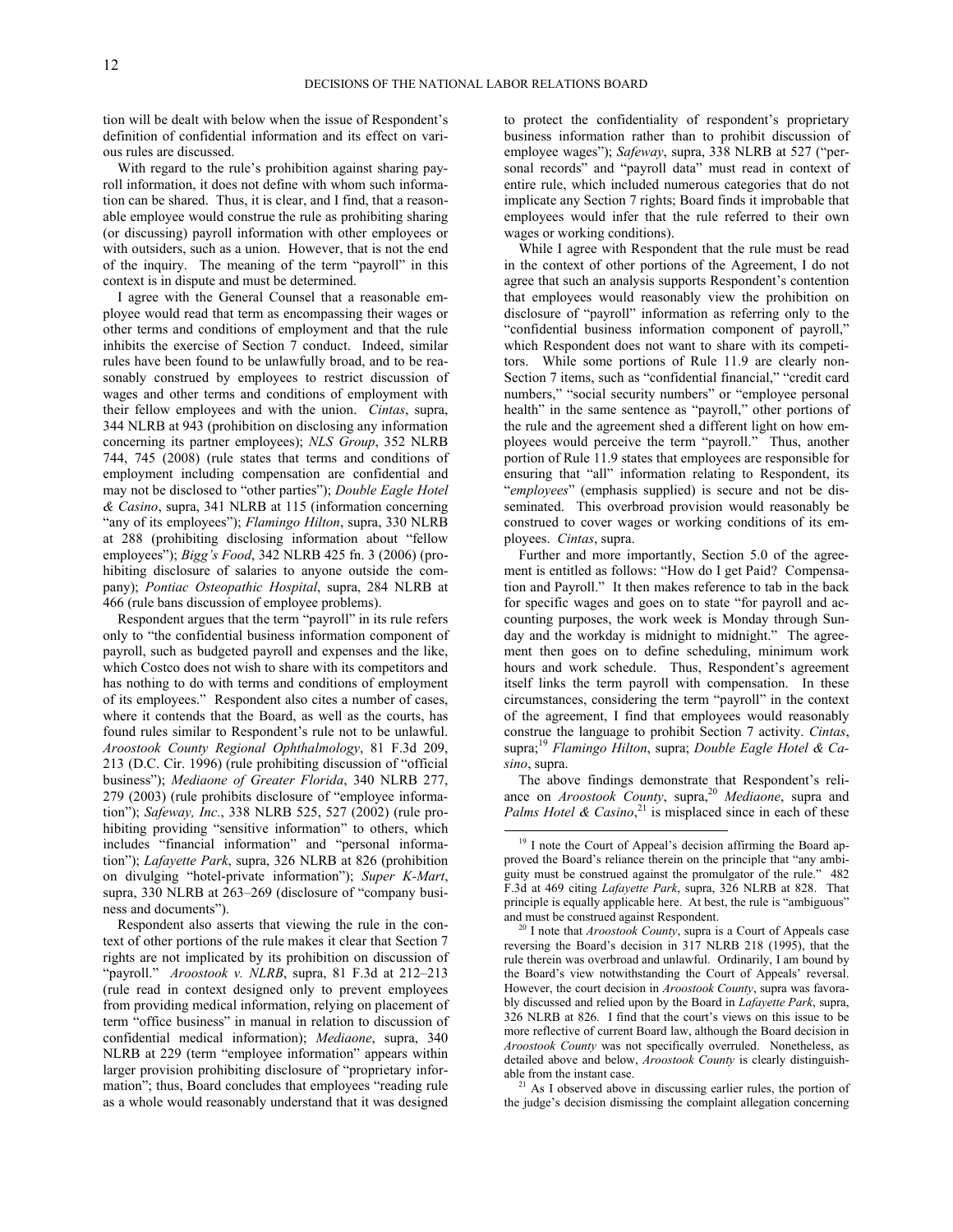tion will be dealt with below when the issue of Respondent's definition of confidential information and its effect on various rules are discussed.

With regard to the rule's prohibition against sharing payroll information, it does not define with whom such information can be shared. Thus, it is clear, and I find, that a reasonable employee would construe the rule as prohibiting sharing (or discussing) payroll information with other employees or with outsiders, such as a union. However, that is not the end of the inquiry. The meaning of the term "payroll" in this context is in dispute and must be determined.

I agree with the General Counsel that a reasonable employee would read that term as encompassing their wages or other terms and conditions of employment and that the rule inhibits the exercise of Section 7 conduct. Indeed, similar rules have been found to be unlawfully broad, and to be reasonably construed by employees to restrict discussion of wages and other terms and conditions of employment with their fellow employees and with the union. *Cintas*, supra, 344 NLRB at 943 (prohibition on disclosing any information concerning its partner employees); *NLS Group*, 352 NLRB 744, 745 (2008) (rule states that terms and conditions of employment including compensation are confidential and may not be disclosed to "other parties"); *Double Eagle Hotel & Casino*, supra, 341 NLRB at 115 (information concerning "any of its employees"); *Flamingo Hilton*, supra, 330 NLRB at 288 (prohibiting disclosing information about "fellow employees"); *Bigg's Food*, 342 NLRB 425 fn. 3 (2006) (prohibiting disclosure of salaries to anyone outside the company); *Pontiac Osteopathic Hospital*, supra, 284 NLRB at 466 (rule bans discussion of employee problems).

Respondent argues that the term "payroll" in its rule refers only to "the confidential business information component of payroll, such as budgeted payroll and expenses and the like, which Costco does not wish to share with its competitors and has nothing to do with terms and conditions of employment of its employees." Respondent also cites a number of cases, where it contends that the Board, as well as the courts, has found rules similar to Respondent's rule not to be unlawful. *Aroostook County Regional Ophthalmology*, 81 F.3d 209, 213 (D.C. Cir. 1996) (rule prohibiting discussion of "official business"); *Mediaone of Greater Florida*, 340 NLRB 277, 279 (2003) (rule prohibits disclosure of "employee information"); *Safeway, Inc.*, 338 NLRB 525, 527 (2002) (rule prohibiting providing "sensitive information" to others, which includes "financial information" and "personal information"); *Lafayette Park*, supra, 326 NLRB at 826 (prohibition on divulging "hotel-private information"); *Super K-Mart*, supra, 330 NLRB at 263–269 (disclosure of "company business and documents").

Respondent also asserts that viewing the rule in the context of other portions of the rule makes it clear that Section 7 rights are not implicated by its prohibition on discussion of "payroll." *Aroostook v. NLRB*, supra, 81 F.3d at 212–213 (rule read in context designed only to prevent employees from providing medical information, relying on placement of term "office business" in manual in relation to discussion of confidential medical information); *Mediaone*, supra, 340 NLRB at 229 (term "employee information" appears within larger provision prohibiting disclosure of "proprietary information"; thus, Board concludes that employees "reading rule as a whole would reasonably understand that it was designed to protect the confidentiality of respondent's proprietary business information rather than to prohibit discussion of employee wages"); *Safeway*, supra, 338 NLRB at 527 ("personal records" and "payroll data" must read in context of entire rule, which included numerous categories that do not implicate any Section 7 rights; Board finds it improbable that employees would infer that the rule referred to their own wages or working conditions).

While I agree with Respondent that the rule must be read in the context of other portions of the Agreement, I do not agree that such an analysis supports Respondent's contention that employees would reasonably view the prohibition on disclosure of "payroll" information as referring only to the "confidential business information component of payroll," which Respondent does not want to share with its competitors. While some portions of Rule 11.9 are clearly non-Section 7 items, such as "confidential financial," "credit card numbers," "social security numbers" or "employee personal health" in the same sentence as "payroll," other portions of the rule and the agreement shed a different light on how employees would perceive the term "payroll." Thus, another portion of Rule 11.9 states that employees are responsible for ensuring that "all" information relating to Respondent, its "*employees*" (emphasis supplied) is secure and not be disseminated. This overbroad provision would reasonably be construed to cover wages or working conditions of its employees. *Cintas*, supra.

Further and more importantly, Section 5.0 of the agreement is entitled as follows: "How do I get Paid? Compensation and Payroll." It then makes reference to tab in the back for specific wages and goes on to state "for payroll and accounting purposes, the work week is Monday through Sunday and the workday is midnight to midnight." The agreement then goes on to define scheduling, minimum work hours and work schedule. Thus, Respondent's agreement itself links the term payroll with compensation. In these circumstances, considering the term "payroll" in the context of the agreement, I find that employees would reasonably construe the language to prohibit Section 7 activity. *Cintas*, supra;[19] *Flamingo Hilton*, supra; *Double Eagle Hotel & Casino*, supra.

The above findings demonstrate that Respondent's reliance on *Aroostook County*, supra,[20] *Mediaone*, supra and *Palms Hotel & Casino*,[21] is misplaced since in each of these

---

[19] I note the Court of Appeal's decision affirming the Board approved the Board's reliance therein on the principle that "any ambiguity must be construed against the promulgator of the rule." 482 F.3d at 469 citing *Lafayette Park*, supra, 326 NLRB at 828. That principle is equally applicable here. At best, the rule is "ambiguous" and must be construed against Respondent.

[20] I note that *Aroostook County*, supra is a Court of Appeals case reversing the Board's decision in 317 NLRB 218 (1995), that the rule therein was overbroad and unlawful. Ordinarily, I am bound by the Board's view notwithstanding the Court of Appeals' reversal. However, the court decision in *Aroostook County*, supra was favorably discussed and relied upon by the Board in *Lafayette Park*, supra, 326 NLRB at 826. I find that the court's views on this issue to be more reflective of current Board law, although the Board decision in *Aroostook County* was not specifically overruled. Nonetheless, as detailed above and below, *Aroostook County* is clearly distinguishable from the instant case.

[21] As I observed above in discussing earlier rules, the portion of the judge's decision dismissing the complaint allegation concerning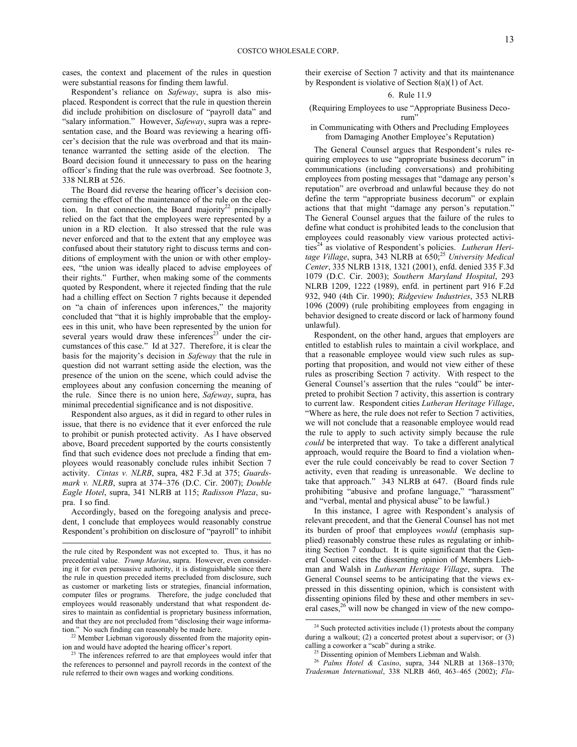cases, the context and placement of the rules in question were substantial reasons for finding them lawful.

Respondent's reliance on *Safeway*, supra is also misplaced. Respondent is correct that the rule in question therein did include prohibition on disclosure of "payroll data" and "salary information." However, *Safeway*, supra was a representation case, and the Board was reviewing a hearing officer's decision that the rule was overbroad and that its maintenance warranted the setting aside of the election. The Board decision found it unnecessary to pass on the hearing officer's finding that the rule was overbroad. See footnote 3, 338 NLRB at 526.

The Board did reverse the hearing officer's decision concerning the effect of the maintenance of the rule on the election. In that connection, the Board majority[22] principally relied on the fact that the employees were represented by a union in a RD election. It also stressed that the rule was never enforced and that to the extent that any employee was confused about their statutory right to discuss terms and conditions of employment with the union or with other employees, "the union was ideally placed to advise employees of their rights." Further, when making some of the comments quoted by Respondent, where it rejected finding that the rule had a chilling effect on Section 7 rights because it depended on "a chain of inferences upon inferences," the majority concluded that "that it is highly improbable that the employees in this unit, who have been represented by the union for several years would draw these inferences[23] under the circumstances of this case." Id at 327. Therefore, it is clear the basis for the majority's decision in *Safeway* that the rule in question did not warrant setting aside the election, was the presence of the union on the scene, which could advise the employees about any confusion concerning the meaning of the rule. Since there is no union here, *Safeway*, supra, has minimal precedential significance and is not dispositive.

Respondent also argues, as it did in regard to other rules in issue, that there is no evidence that it ever enforced the rule to prohibit or punish protected activity. As I have observed above, Board precedent supported by the courts consistently find that such evidence does not preclude a finding that employees would reasonably conclude rules inhibit Section 7 activity. *Cintas v. NLRB*, supra, 482 F.3d at 375; *Guardsmark v. NLRB*, supra at 374–376 (D.C. Cir. 2007); *Double Eagle Hotel*, supra, 341 NLRB at 115; *Radisson Plaza*, supra. I so find.

Accordingly, based on the foregoing analysis and precedent, I conclude that employees would reasonably construe Respondent's prohibition on disclosure of "payroll" to inhibit their exercise of Section 7 activity and that its maintenance by Respondent is violative of Section 8(a)(1) of Act.

### 6. Rule 11.9

(Requiring Employees to use "Appropriate Business Decorum"

in Communicating with Others and Precluding Employees from Damaging Another Employee's Reputation)

The General Counsel argues that Respondent's rules requiring employees to use "appropriate business decorum" in communications (including conversations) and prohibiting employees from posting messages that "damage any person's reputation" are overbroad and unlawful because they do not define the term "appropriate business decorum" or explain actions that that might "damage any person's reputation." The General Counsel argues that the failure of the rules to define what conduct is prohibited leads to the conclusion that employees could reasonably view various protected activities[24] as violative of Respondent's policies. *Lutheran Heritage Village*, supra, 343 NLRB at 650;[25] *University Medical Center*, 335 NLRB 1318, 1321 (2001), enfd. denied 335 F.3d 1079 (D.C. Cir. 2003); *Southern Maryland Hospital*, 293 NLRB 1209, 1222 (1989), enfd. in pertinent part 916 F.2d 932, 940 (4th Cir. 1990); *Ridgeview Industries*, 353 NLRB 1096 (2009) (rule prohibiting employees from engaging in behavior designed to create discord or lack of harmony found unlawful).

Respondent, on the other hand, argues that employers are entitled to establish rules to maintain a civil workplace, and that a reasonable employee would view such rules as supporting that proposition, and would not view either of these rules as proscribing Section 7 activity. With respect to the General Counsel's assertion that the rules "could" be interpreted to prohibit Section 7 activity, this assertion is contrary to current law. Respondent cites *Lutheran Heritage Village*, "Where as here, the rule does not refer to Section 7 activities, we will not conclude that a reasonable employee would read the rule to apply to such activity simply because the rule *could* be interpreted that way. To take a different analytical approach, would require the Board to find a violation whenever the rule could conceivably be read to cover Section 7 activity, even that reading is unreasonable. We decline to take that approach." 343 NLRB at 647. (Board finds rule prohibiting "abusive and profane language," "harassment" and "verbal, mental and physical abuse" to be lawful.)

In this instance, I agree with Respondent's analysis of relevant precedent, and that the General Counsel has not met its burden of proof that employees *would* (emphasis supplied) reasonably construe these rules as regulating or inhibiting Section 7 conduct. It is quite significant that the General Counsel cites the dissenting opinion of Members Liebman and Walsh in *Lutheran Heritage Village*, supra. The General Counsel seems to be anticipating that the views expressed in this dissenting opinion, which is consistent with dissenting opinions filed by these and other members in several cases,[26] will now be changed in view of the new compo-

---

the rule cited by Respondent was not excepted to. Thus, it has no precedential value. *Trump Marina*, supra. However, even considering it for even persuasive authority, it is distinguishable since there the rule in question preceded items precluded from disclosure, such as customer or marketing lists or strategies, financial information, computer files or programs. Therefore, the judge concluded that employees would reasonably understand that what respondent desires to maintain as confidential is proprietary business information, and that they are not precluded from "disclosing their wage information." No such finding can reasonably be made here.

[22] Member Liebman vigorously dissented from the majority opinion and would have adopted the hearing officer's report.

[23] The inferences referred to are that employees would infer that the references to personnel and payroll records in the context of the rule referred to their own wages and working conditions.

[24] Such protected activities include (1) protests about the company during a walkout; (2) a concerted protest about a supervisor; or (3) calling a coworker a "scab" during a strike.

[25] Dissenting opinion of Members Liebman and Walsh.

[26] *Palms Hotel & Casino*, supra, 344 NLRB at 1368–1370; *Tradesman International*, 338 NLRB 460, 463–465 (2002); *Fla-*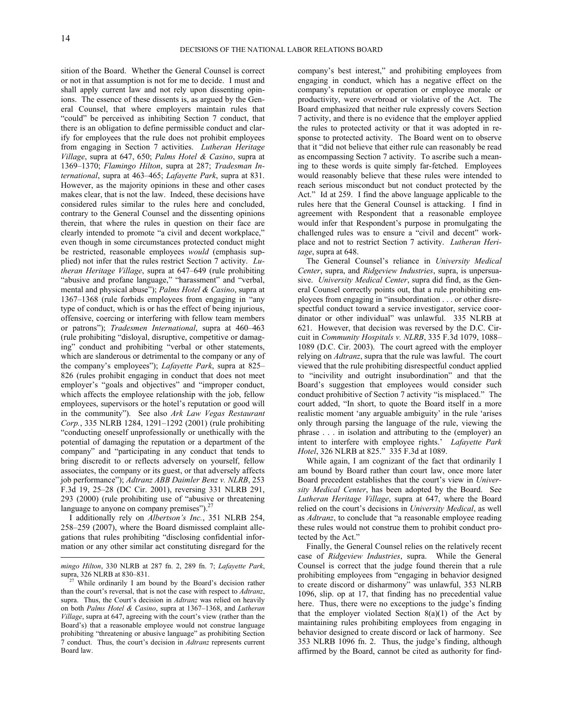sition of the Board. Whether the General Counsel is correct or not in that assumption is not for me to decide. I must and shall apply current law and not rely upon dissenting opinions. The essence of these dissents is, as argued by the General Counsel, that where employers maintain rules that "could" be perceived as inhibiting Section 7 conduct, that there is an obligation to define permissible conduct and clarify for employees that the rule does not prohibit employees from engaging in Section 7 activities. *Lutheran Heritage Village*, supra at 647, 650; *Palms Hotel & Casino*, supra at 1369–1370; *Flamingo Hilton*, supra at 287; *Tradesman International*, supra at 463–465; *Lafayette Park*, supra at 831. However, as the majority opinions in these and other cases makes clear, that is not the law. Indeed, these decisions have considered rules similar to the rules here and concluded, contrary to the General Counsel and the dissenting opinions therein, that where the rules in question on their face are clearly intended to promote "a civil and decent workplace," even though in some circumstances protected conduct might be restricted, reasonable employees *would* (emphasis supplied) not infer that the rules restrict Section 7 activity. *Lutheran Heritage Village*, supra at 647–649 (rule prohibiting "abusive and profane language," "harassment" and "verbal, mental and physical abuse"); *Palms Hotel & Casino*, supra at 1367–1368 (rule forbids employees from engaging in "any type of conduct, which is or has the effect of being injurious, offensive, coercing or interfering with fellow team members or patrons"); *Tradesmen International*, supra at 460–463 (rule prohibiting "disloyal, disruptive, competitive or damaging" conduct and prohibiting "verbal or other statements, which are slanderous or detrimental to the company or any of the company's employees"); *Lafayette Park*, supra at 825–826 (rules prohibit engaging in conduct that does not meet employer's "goals and objectives" and "improper conduct, which affects the employee relationship with the job, fellow employees, supervisors or the hotel's reputation or good will in the community"). See also *Ark Law Vegas Restaurant Corp.*, 335 NLRB 1284, 1291–1292 (2001) (rule prohibiting "conducting oneself unprofessionally or unethically with the potential of damaging the reputation or a department of the company" and "participating in any conduct that tends to bring discredit to or reflects adversely on yourself, fellow associates, the company or its guest, or that adversely affects job performance"); *Adtranz ABB Daimler Benz v. NLRB*, 253 F.3d 19, 25–28 (DC Cir. 2001), reversing 331 NLRB 291, 293 (2000) (rule prohibiting use of "abusive or threatening language to anyone on company premises").[27]

I additionally rely on *Albertson's Inc.*, 351 NLRB 254, 258–259 (2007), where the Board dismissed complaint allegations that rules prohibiting "disclosing confidential information or any other similar act constituting disregard for the company's best interest," and prohibiting employees from engaging in conduct, which has a negative effect on the company's reputation or operation or employee morale or productivity, were overbroad or violative of the Act. The Board emphasized that neither rule expressly covers Section 7 activity, and there is no evidence that the employer applied the rules to protected activity or that it was adopted in response to protected activity. The Board went on to observe that it "did not believe that either rule can reasonably be read as encompassing Section 7 activity. To ascribe such a meaning to these words is quite simply far-fetched. Employees would reasonably believe that these rules were intended to reach serious misconduct but not conduct protected by the Act." Id at 259. I find the above language applicable to the rules here that the General Counsel is attacking. I find in agreement with Respondent that a reasonable employee would infer that Respondent's purpose in promulgating the challenged rules was to ensure a "civil and decent" workplace and not to restrict Section 7 activity. *Lutheran Heritage*, supra at 648.

The General Counsel's reliance in *University Medical Center*, supra, and *Ridgeview Industries*, supra, is unpersuasive. *University Medical Center*, supra did find, as the General Counsel correctly points out, that a rule prohibiting employees from engaging in "insubordination . . . or other disrespectful conduct toward a service investigator, service coordinator or other individual" was unlawful. 335 NLRB at 621. However, that decision was reversed by the D.C. Circuit in *Community Hospitals v. NLRB*, 335 F.3d 1079, 1088–1089 (D.C. Cir. 2003). The court agreed with the employer relying on *Adtranz*, supra that the rule was lawful. The court viewed that the rule prohibiting disrespectful conduct applied to "incivility and outright insubordination" and that the Board's suggestion that employees would consider such conduct prohibitive of Section 7 activity "is misplaced." The court added, "In short, to quote the Board itself in a more realistic moment 'any arguable ambiguity' in the rule 'arises only through parsing the language of the rule, viewing the phrase . . . in isolation and attributing to the (employer) an intent to interfere with employee rights.' *Lafayette Park Hotel*, 326 NLRB at 825." 335 F.3d at 1089.

While again, I am cognizant of the fact that ordinarily I am bound by Board rather than court law, once more later Board precedent establishes that the court's view in *University Medical Center*, has been adopted by the Board. See *Lutheran Heritage Village*, supra at 647, where the Board relied on the court's decisions in *University Medical*, as well as *Adtranz*, to conclude that "a reasonable employee reading these rules would not construe them to prohibit conduct protected by the Act."

Finally, the General Counsel relies on the relatively recent case of *Ridgeview Industries*, supra. While the General Counsel is correct that the judge found therein that a rule prohibiting employees from "engaging in behavior designed to create discord or disharmony" was unlawful, 353 NLRB 1096, slip. op at 17, that finding has no precedential value here. Thus, there were no exceptions to the judge's finding that the employer violated Section 8(a)(1) of the Act by maintaining rules prohibiting employees from engaging in behavior designed to create discord or lack of harmony. See 353 NLRB 1096 fn. 2. Thus, the judge's finding, although affirmed by the Board, cannot be cited as authority for find-

---

*mingo Hilton*, 330 NLRB at 287 fn. 2, 289 fn. 7; *Lafayette Park*, supra, 326 NLRB at 830–831.

[27] While ordinarily I am bound by the Board's decision rather than the court's reversal, that is not the case with respect to *Adtranz*, supra. Thus, the Court's decision in *Adtranz* was relied on heavily on both *Palms Hotel & Casino*, supra at 1367–1368, and *Lutheran Village*, supra at 647, agreeing with the court's view (rather than the Board's) that a reasonable employee would not construe language prohibiting "threatening or abusive language" as prohibiting Section 7 conduct. Thus, the court's decision in *Adtranz* represents current Board law.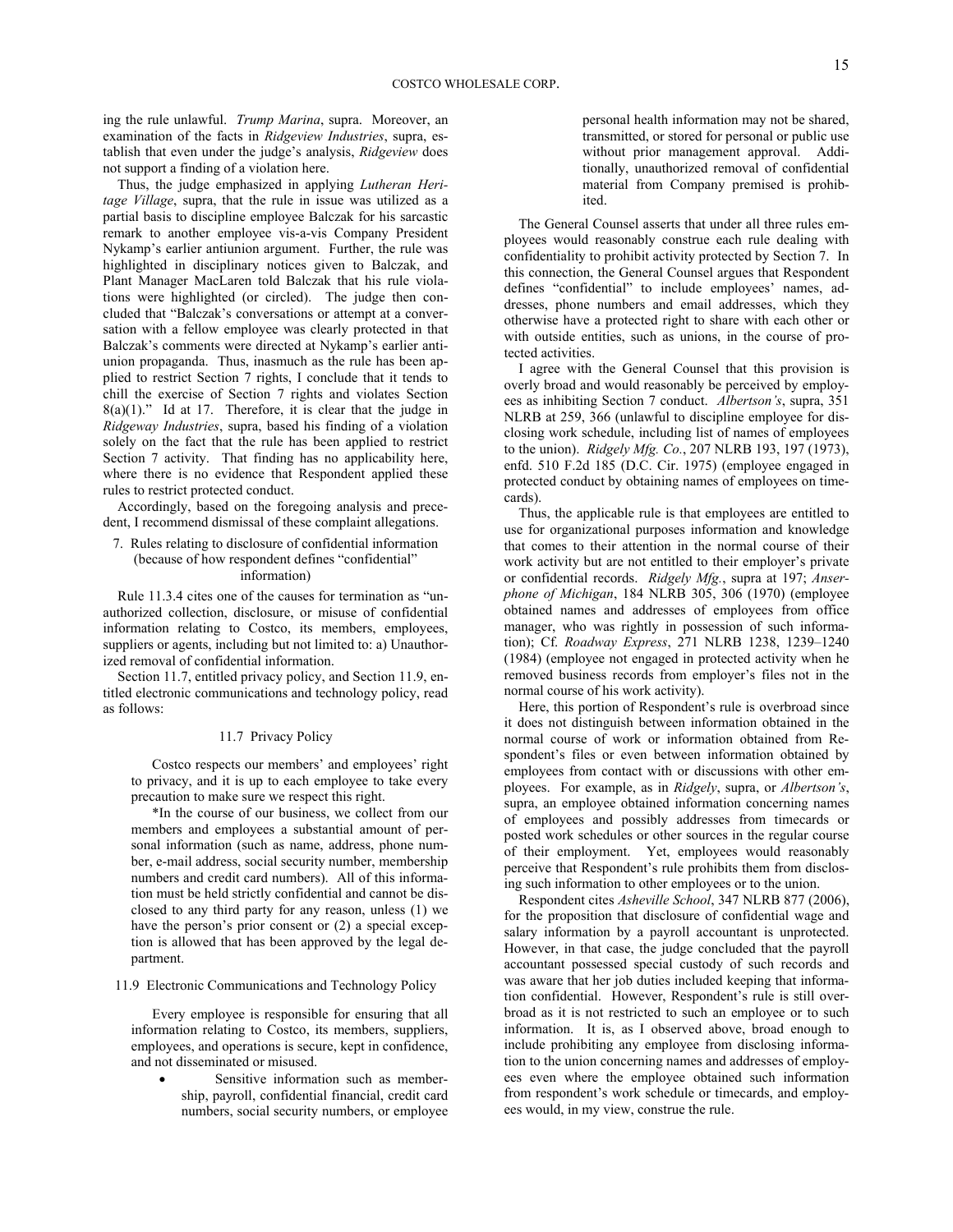ing the rule unlawful. *Trump Marina*, supra. Moreover, an examination of the facts in *Ridgeview Industries*, supra, establish that even under the judge's analysis, *Ridgeview* does not support a finding of a violation here.

Thus, the judge emphasized in applying *Lutheran Heritage Village*, supra, that the rule in issue was utilized as a partial basis to discipline employee Balczak for his sarcastic remark to another employee vis-a-vis Company President Nykamp's earlier antiunion argument. Further, the rule was highlighted in disciplinary notices given to Balczak, and Plant Manager MacLaren told Balczak that his rule violations were highlighted (or circled). The judge then concluded that "Balczak's conversations or attempt at a conversation with a fellow employee was clearly protected in that Balczak's comments were directed at Nykamp's earlier antiunion propaganda. Thus, inasmuch as the rule has been applied to restrict Section 7 rights, I conclude that it tends to chill the exercise of Section 7 rights and violates Section 8(a)(1)." Id at 17. Therefore, it is clear that the judge in *Ridgeway Industries*, supra, based his finding of a violation solely on the fact that the rule has been applied to restrict Section 7 activity. That finding has no applicability here, where there is no evidence that Respondent applied these rules to restrict protected conduct.

Accordingly, based on the foregoing analysis and precedent, I recommend dismissal of these complaint allegations.

### 7. Rules relating to disclosure of confidential information (because of how respondent defines "confidential" information)

Rule 11.3.4 cites one of the causes for termination as "unauthorized collection, disclosure, or misuse of confidential information relating to Costco, its members, employees, suppliers or agents, including but not limited to: a) Unauthorized removal of confidential information.

Section 11.7, entitled privacy policy, and Section 11.9, entitled electronic communications and technology policy, read as follows:

> 11.7 Privacy Policy
>
> Costco respects our members' and employees' right to privacy, and it is up to each employee to take every precaution to make sure we respect this right.
>
> *In the course of our business, we collect from our members and employees a substantial amount of personal information (such as name, address, phone number, e-mail address, social security number, membership numbers and credit card numbers). All of this information must be held strictly confidential and cannot be disclosed to any third party for any reason, unless (1) we have the person's prior consent or (2) a special exception is allowed that has been approved by the legal department.
>
> 11.9 Electronic Communications and Technology Policy
>
> Every employee is responsible for ensuring that all information relating to Costco, its members, suppliers, employees, and operations is secure, kept in confidence, and not disseminated or misused.
>
> - Sensitive information such as membership, payroll, confidential financial, credit card numbers, social security numbers, or employee personal health information may not be shared, transmitted, or stored for personal or public use without prior management approval. Additionally, unauthorized removal of confidential material from Company premised is prohibited.

The General Counsel asserts that under all three rules employees would reasonably construe each rule dealing with confidentiality to prohibit activity protected by Section 7. In this connection, the General Counsel argues that Respondent defines "confidential" to include employees' names, addresses, phone numbers and email addresses, which they otherwise have a protected right to share with each other or with outside entities, such as unions, in the course of protected activities.

I agree with the General Counsel that this provision is overly broad and would reasonably be perceived by employees as inhibiting Section 7 conduct. *Albertson's*, supra, 351 NLRB at 259, 366 (unlawful to discipline employee for disclosing work schedule, including list of names of employees to the union). *Ridgely Mfg. Co.*, 207 NLRB 193, 197 (1973), enfd. 510 F.2d 185 (D.C. Cir. 1975) (employee engaged in protected conduct by obtaining names of employees on timecards).

Thus, the applicable rule is that employees are entitled to use for organizational purposes information and knowledge that comes to their attention in the normal course of their work activity but are not entitled to their employer's private or confidential records. *Ridgely Mfg.*, supra at 197; *Anserphone of Michigan*, 184 NLRB 305, 306 (1970) (employee obtained names and addresses of employees from office manager, who was rightly in possession of such information); Cf. *Roadway Express*, 271 NLRB 1238, 1239–1240 (1984) (employee not engaged in protected activity when he removed business records from employer's files not in the normal course of his work activity).

Here, this portion of Respondent's rule is overbroad since it does not distinguish between information obtained in the normal course of work or information obtained from Respondent's files or even between information obtained by employees from contact with or discussions with other employees. For example, as in *Ridgely*, supra, or *Albertson's*, supra, an employee obtained information concerning names of employees and possibly addresses from timecards or posted work schedules or other sources in the regular course of their employment. Yet, employees would reasonably perceive that Respondent's rule prohibits them from disclosing such information to other employees or to the union.

Respondent cites *Asheville School*, 347 NLRB 877 (2006), for the proposition that disclosure of confidential wage and salary information by a payroll accountant is unprotected. However, in that case, the judge concluded that the payroll accountant possessed special custody of such records and was aware that her job duties included keeping that information confidential. However, Respondent's rule is still overbroad as it is not restricted to such an employee or to such information. It is, as I observed above, broad enough to include prohibiting any employee from disclosing information to the union concerning names and addresses of employees even where the employee obtained such information from respondent's work schedule or timecards, and employees would, in my view, construe the rule.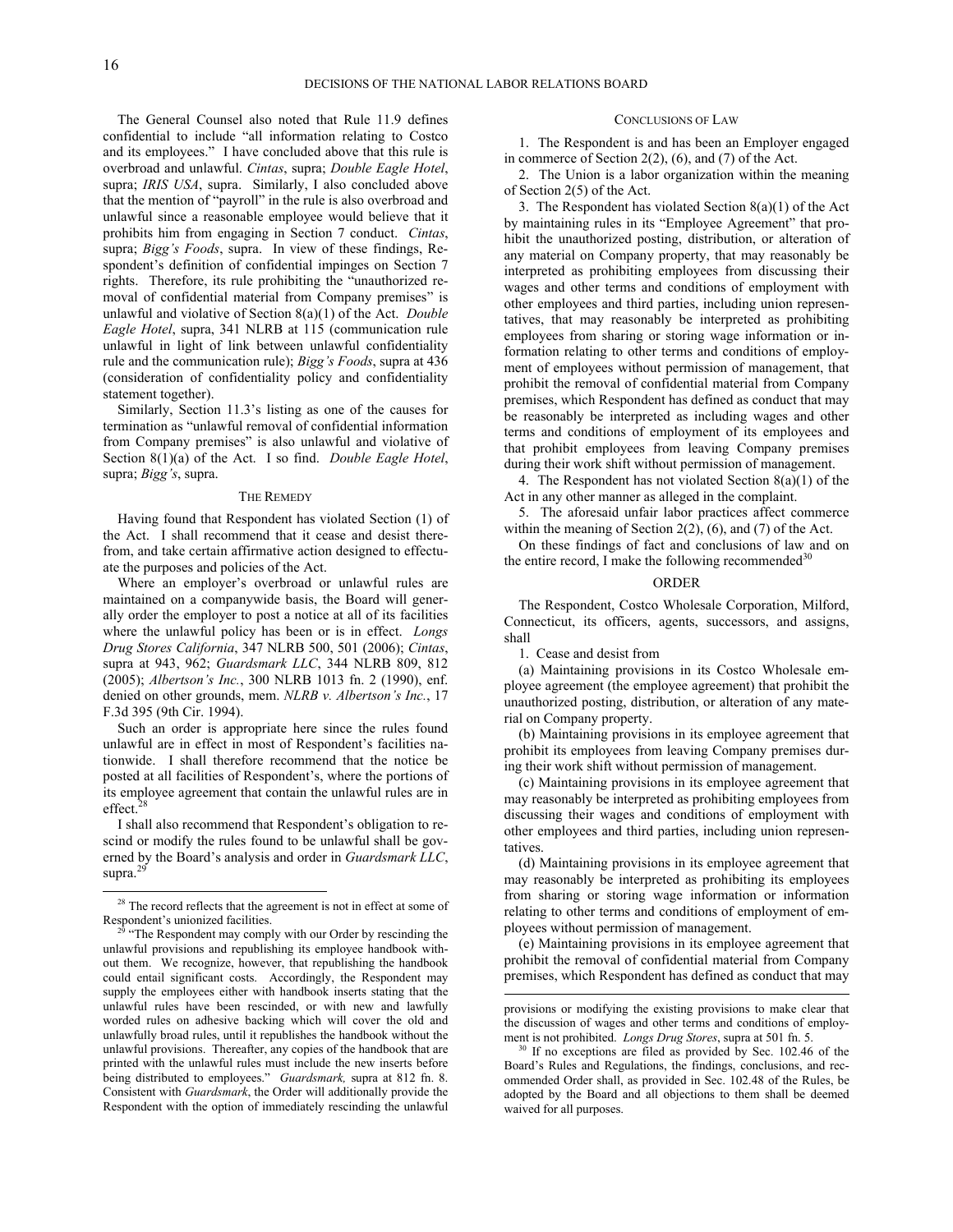The General Counsel also noted that Rule 11.9 defines confidential to include "all information relating to Costco and its employees." I have concluded above that this rule is overbroad and unlawful. *Cintas*, supra; *Double Eagle Hotel*, supra; *IRIS USA*, supra. Similarly, I also concluded above that the mention of "payroll" in the rule is also overbroad and unlawful since a reasonable employee would believe that it prohibits him from engaging in Section 7 conduct. *Cintas*, supra; *Bigg's Foods*, supra. In view of these findings, Respondent's definition of confidential impinges on Section 7 rights. Therefore, its rule prohibiting the "unauthorized removal of confidential material from Company premises" is unlawful and violative of Section 8(a)(1) of the Act. *Double Eagle Hotel*, supra, 341 NLRB at 115 (communication rule unlawful in light of link between unlawful confidentiality rule and the communication rule); *Bigg's Foods*, supra at 436 (consideration of confidentiality policy and confidentiality statement together).

Similarly, Section 11.3's listing as one of the causes for termination as "unlawful removal of confidential information from Company premises" is also unlawful and violative of Section 8(1)(a) of the Act. I so find. *Double Eagle Hotel*, supra; *Bigg's*, supra.

## THE REMEDY

Having found that Respondent has violated Section (1) of the Act. I shall recommend that it cease and desist therefrom, and take certain affirmative action designed to effectuate the purposes and policies of the Act.

Where an employer's overbroad or unlawful rules are maintained on a companywide basis, the Board will generally order the employer to post a notice at all of its facilities where the unlawful policy has been or is in effect. *Longs Drug Stores California*, 347 NLRB 500, 501 (2006); *Cintas*, supra at 943, 962; *Guardsmark LLC*, 344 NLRB 809, 812 (2005); *Albertson's Inc.*, 300 NLRB 1013 fn. 2 (1990), enf. denied on other grounds, mem. *NLRB v. Albertson's Inc.*, 17 F.3d 395 (9th Cir. 1994).

Such an order is appropriate here since the rules found unlawful are in effect in most of Respondent's facilities nationwide. I shall therefore recommend that the notice be posted at all facilities of Respondent's, where the portions of its employee agreement that contain the unlawful rules are in effect.[28]

I shall also recommend that Respondent's obligation to rescind or modify the rules found to be unlawful shall be governed by the Board's analysis and order in *Guardsmark LLC*, supra.[29]

## CONCLUSIONS OF LAW

1. The Respondent is and has been an Employer engaged in commerce of Section 2(2), (6), and (7) of the Act.

2. The Union is a labor organization within the meaning of Section 2(5) of the Act.

3. The Respondent has violated Section 8(a)(1) of the Act by maintaining rules in its "Employee Agreement" that prohibit the unauthorized posting, distribution, or alteration of any material on Company property, that may reasonably be interpreted as prohibiting employees from discussing their wages and other terms and conditions of employment with other employees and third parties, including union representatives, that may reasonably be interpreted as prohibiting employees from sharing or storing wage information or information relating to other terms and conditions of employment of employees without permission of management, that prohibit the removal of confidential material from Company premises, which Respondent has defined as conduct that may be reasonably be interpreted as including wages and other terms and conditions of employment of its employees and that prohibit employees from leaving Company premises during their work shift without permission of management.

4. The Respondent has not violated Section 8(a)(1) of the Act in any other manner as alleged in the complaint.

5. The aforesaid unfair labor practices affect commerce within the meaning of Section 2(2), (6), and (7) of the Act.

On these findings of fact and conclusions of law and on the entire record, I make the following recommended[30]

## ORDER

The Respondent, Costco Wholesale Corporation, Milford, Connecticut, its officers, agents, successors, and assigns, shall

1. Cease and desist from

(a) Maintaining provisions in its Costco Wholesale employee agreement (the employee agreement) that prohibit the unauthorized posting, distribution, or alteration of any material on Company property.

(b) Maintaining provisions in its employee agreement that prohibit its employees from leaving Company premises during their work shift without permission of management.

(c) Maintaining provisions in its employee agreement that may reasonably be interpreted as prohibiting employees from discussing their wages and conditions of employment with other employees and third parties, including union representatives.

(d) Maintaining provisions in its employee agreement that may reasonably be interpreted as prohibiting its employees from sharing or storing wage information or information relating to other terms and conditions of employment of employees without permission of management.

(e) Maintaining provisions in its employee agreement that prohibit the removal of confidential material from Company premises, which Respondent has defined as conduct that may

---

[28] The record reflects that the agreement is not in effect at some of Respondent's unionized facilities.

[29] "The Respondent may comply with our Order by rescinding the unlawful provisions and republishing its employee handbook without them. We recognize, however, that republishing the handbook could entail significant costs. Accordingly, the Respondent may supply the employees either with handbook inserts stating that the unlawful rules have been rescinded, or with new and lawfully worded rules on adhesive backing which will cover the old and unlawfully broad rules, until it republishes the handbook without the unlawful provisions. Thereafter, any copies of the handbook that are printed with the unlawful rules must include the new inserts before being distributed to employees." *Guardsmark,* supra at 812 fn. 8. Consistent with *Guardsmark*, the Order will additionally provide the Respondent with the option of immediately rescinding the unlawful provisions or modifying the existing provisions to make clear that the discussion of wages and other terms and conditions of employment is not prohibited. *Longs Drug Stores*, supra at 501 fn. 5.

[30] If no exceptions are filed as provided by Sec. 102.46 of the Board's Rules and Regulations, the findings, conclusions, and recommended Order shall, as provided in Sec. 102.48 of the Rules, be adopted by the Board and all objections to them shall be deemed waived for all purposes.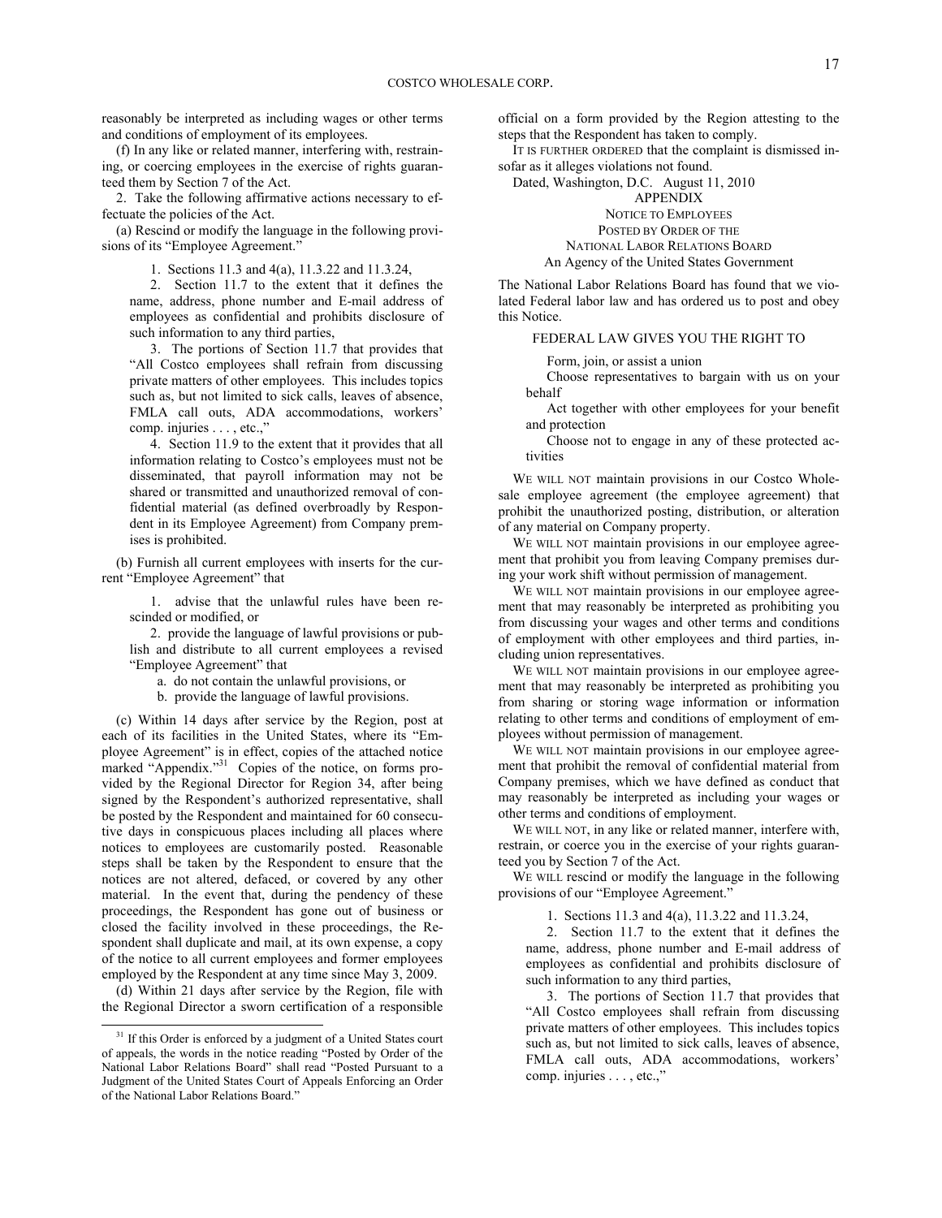reasonably be interpreted as including wages or other terms and conditions of employment of its employees.

(f) In any like or related manner, interfering with, restraining, or coercing employees in the exercise of rights guaranteed them by Section 7 of the Act.

2. Take the following affirmative actions necessary to effectuate the policies of the Act.

(a) Rescind or modify the language in the following provisions of its "Employee Agreement."

> 1. Sections 11.3 and 4(a), 11.3.22 and 11.3.24,
>
> 2. Section 11.7 to the extent that it defines the name, address, phone number and E-mail address of employees as confidential and prohibits disclosure of such information to any third parties,
>
> 3. The portions of Section 11.7 that provides that "All Costco employees shall refrain from discussing private matters of other employees. This includes topics such as, but not limited to sick calls, leaves of absence, FMLA call outs, ADA accommodations, workers' comp. injuries . . . , etc.,"
>
> 4. Section 11.9 to the extent that it provides that all information relating to Costco's employees must not be disseminated, that payroll information may not be shared or transmitted and unauthorized removal of confidential material (as defined overbroadly by Respondent in its Employee Agreement) from Company premises is prohibited.

(b) Furnish all current employees with inserts for the current "Employee Agreement" that

> 1. advise that the unlawful rules have been rescinded or modified, or
>
> 2. provide the language of lawful provisions or publish and distribute to all current employees a revised "Employee Agreement" that
>
> a. do not contain the unlawful provisions, or
>
> b. provide the language of lawful provisions.

(c) Within 14 days after service by the Region, post at each of its facilities in the United States, where its "Employee Agreement" is in effect, copies of the attached notice marked "Appendix."[31] Copies of the notice, on forms provided by the Regional Director for Region 34, after being signed by the Respondent's authorized representative, shall be posted by the Respondent and maintained for 60 consecutive days in conspicuous places including all places where notices to employees are customarily posted. Reasonable steps shall be taken by the Respondent to ensure that the notices are not altered, defaced, or covered by any other material. In the event that, during the pendency of these proceedings, the Respondent has gone out of business or closed the facility involved in these proceedings, the Respondent shall duplicate and mail, at its own expense, a copy of the notice to all current employees and former employees employed by the Respondent at any time since May 3, 2009.

(d) Within 21 days after service by the Region, file with the Regional Director a sworn certification of a responsible official on a form provided by the Region attesting to the steps that the Respondent has taken to comply.

IT IS FURTHER ORDERED that the complaint is dismissed insofar as it alleges violations not found.

Dated, Washington, D.C. August 11, 2010

APPENDIX

NOTICE TO EMPLOYEES
POSTED BY ORDER OF THE
NATIONAL LABOR RELATIONS BOARD
An Agency of the United States Government

The National Labor Relations Board has found that we violated Federal labor law and has ordered us to post and obey this Notice.

FEDERAL LAW GIVES YOU THE RIGHT TO

> Form, join, or assist a union
>
> Choose representatives to bargain with us on your behalf
>
> Act together with other employees for your benefit and protection
>
> Choose not to engage in any of these protected activities

WE WILL NOT maintain provisions in our Costco Wholesale employee agreement (the employee agreement) that prohibit the unauthorized posting, distribution, or alteration of any material on Company property.

WE WILL NOT maintain provisions in our employee agreement that prohibit you from leaving Company premises during your work shift without permission of management.

WE WILL NOT maintain provisions in our employee agreement that may reasonably be interpreted as prohibiting you from discussing your wages and other terms and conditions of employment with other employees and third parties, including union representatives.

WE WILL NOT maintain provisions in our employee agreement that may reasonably be interpreted as prohibiting you from sharing or storing wage information or information relating to other terms and conditions of employment of employees without permission of management.

WE WILL NOT maintain provisions in our employee agreement that prohibit the removal of confidential material from Company premises, which we have defined as conduct that may reasonably be interpreted as including your wages or other terms and conditions of employment.

WE WILL NOT, in any like or related manner, interfere with, restrain, or coerce you in the exercise of your rights guaranteed you by Section 7 of the Act.

WE WILL rescind or modify the language in the following provisions of our "Employee Agreement."

> 1. Sections 11.3 and 4(a), 11.3.22 and 11.3.24,
>
> 2. Section 11.7 to the extent that it defines the name, address, phone number and E-mail address of employees as confidential and prohibits disclosure of such information to any third parties,
>
> 3. The portions of Section 11.7 that provides that "All Costco employees shall refrain from discussing private matters of other employees. This includes topics such as, but not limited to sick calls, leaves of absence, FMLA call outs, ADA accommodations, workers' comp. injuries . . . , etc.,"

[31] If this Order is enforced by a judgment of a United States court of appeals, the words in the notice reading "Posted by Order of the National Labor Relations Board" shall read "Posted Pursuant to a Judgment of the United States Court of Appeals Enforcing an Order of the National Labor Relations Board."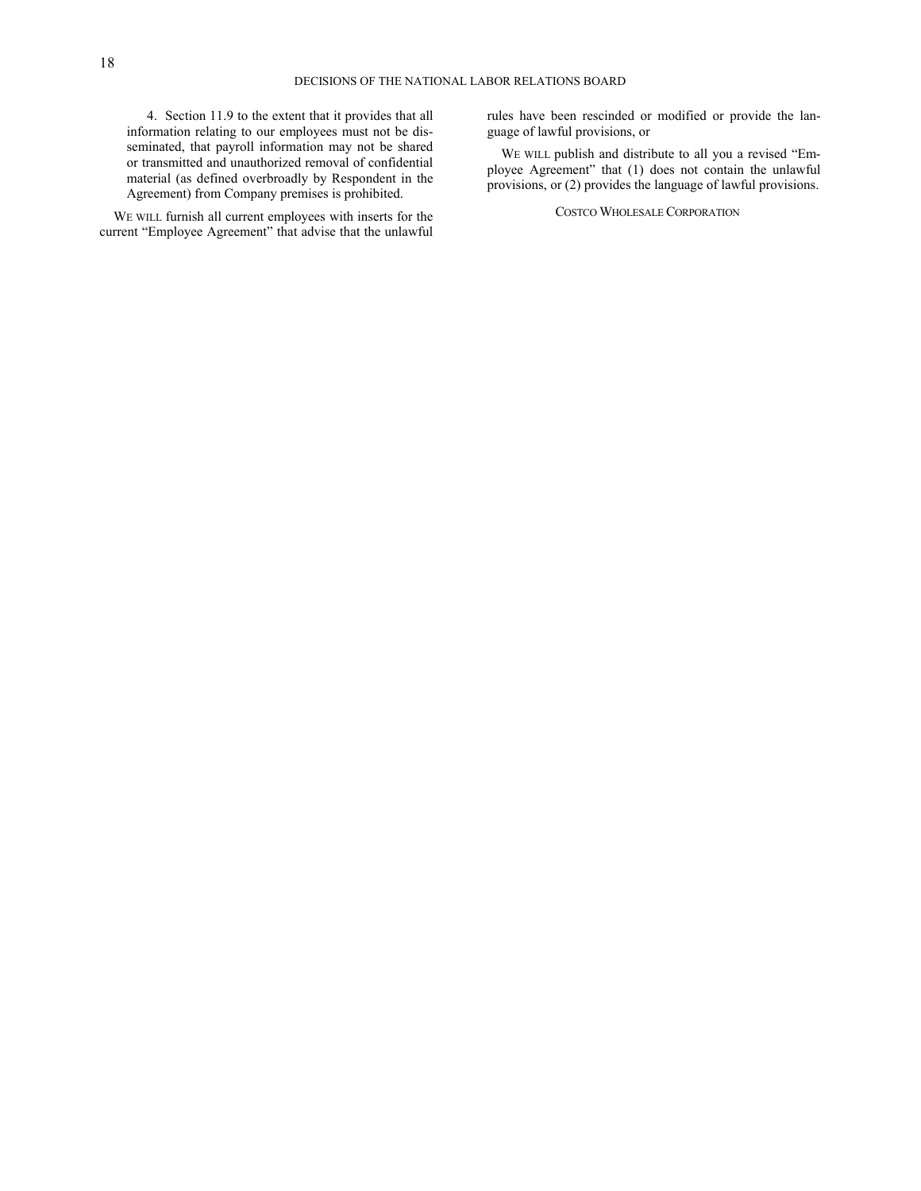4. Section 11.9 to the extent that it provides that all information relating to our employees must not be disseminated, that payroll information may not be shared or transmitted and unauthorized removal of confidential material (as defined overbroadly by Respondent in the Agreement) from Company premises is prohibited.

WE WILL furnish all current employees with inserts for the current "Employee Agreement" that advise that the unlawful rules have been rescinded or modified or provide the language of lawful provisions, or

WE WILL publish and distribute to all you a revised "Employee Agreement" that (1) does not contain the unlawful provisions, or (2) provides the language of lawful provisions.

COSTCO WHOLESALE CORPORATION